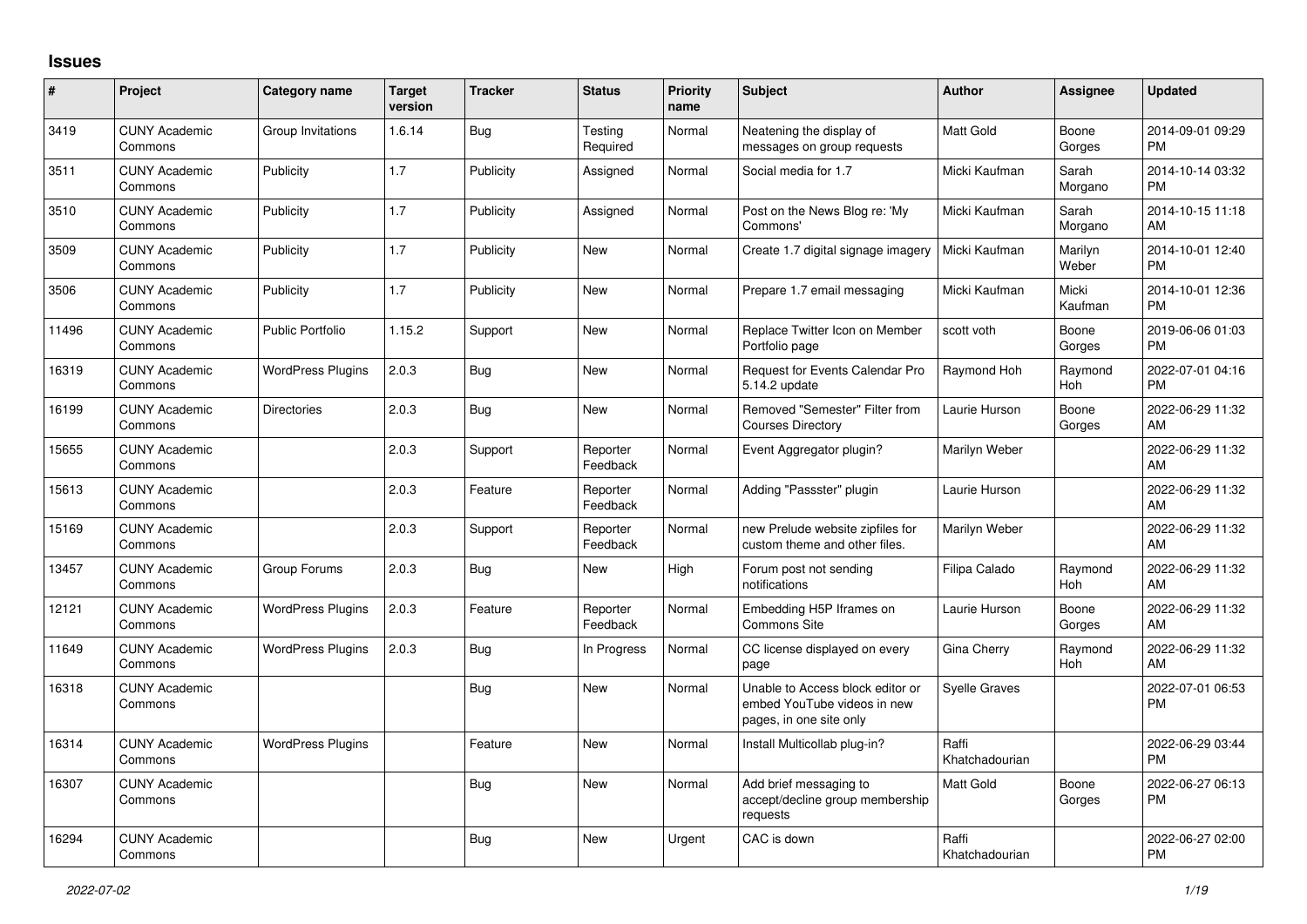# Issues

| # | Project | Category name | Target version | Tracker | Status | Priority name | Subject | Author | Assignee | Updated |
|---|---|---|---|---|---|---|---|---|---|---|
| 3419 | CUNY Academic Commons | Group Invitations | 1.6.14 | Bug | Testing Required | Normal | Neatening the display of messages on group requests | Matt Gold | Boone Gorges | 2014-09-01 09:29 PM |
| 3511 | CUNY Academic Commons | Publicity | 1.7 | Publicity | Assigned | Normal | Social media for 1.7 | Micki Kaufman | Sarah Morgano | 2014-10-14 03:32 PM |
| 3510 | CUNY Academic Commons | Publicity | 1.7 | Publicity | Assigned | Normal | Post on the News Blog re: 'My Commons' | Micki Kaufman | Sarah Morgano | 2014-10-15 11:18 AM |
| 3509 | CUNY Academic Commons | Publicity | 1.7 | Publicity | New | Normal | Create 1.7 digital signage imagery | Micki Kaufman | Marilyn Weber | 2014-10-01 12:40 PM |
| 3506 | CUNY Academic Commons | Publicity | 1.7 | Publicity | New | Normal | Prepare 1.7 email messaging | Micki Kaufman | Micki Kaufman | 2014-10-01 12:36 PM |
| 11496 | CUNY Academic Commons | Public Portfolio | 1.15.2 | Support | New | Normal | Replace Twitter Icon on Member Portfolio page | scott voth | Boone Gorges | 2019-06-06 01:03 PM |
| 16319 | CUNY Academic Commons | WordPress Plugins | 2.0.3 | Bug | New | Normal | Request for Events Calendar Pro 5.14.2 update | Raymond Hoh | Raymond Hoh | 2022-07-01 04:16 PM |
| 16199 | CUNY Academic Commons | Directories | 2.0.3 | Bug | New | Normal | Removed "Semester" Filter from Courses Directory | Laurie Hurson | Boone Gorges | 2022-06-29 11:32 AM |
| 15655 | CUNY Academic Commons | | 2.0.3 | Support | Reporter Feedback | Normal | Event Aggregator plugin? | Marilyn Weber | | 2022-06-29 11:32 AM |
| 15613 | CUNY Academic Commons | | 2.0.3 | Feature | Reporter Feedback | Normal | Adding "Passster" plugin | Laurie Hurson | | 2022-06-29 11:32 AM |
| 15169 | CUNY Academic Commons | | 2.0.3 | Support | Reporter Feedback | Normal | new Prelude website zipfiles for custom theme and other files. | Marilyn Weber | | 2022-06-29 11:32 AM |
| 13457 | CUNY Academic Commons | Group Forums | 2.0.3 | Bug | New | High | Forum post not sending notifications | Filipa Calado | Raymond Hoh | 2022-06-29 11:32 AM |
| 12121 | CUNY Academic Commons | WordPress Plugins | 2.0.3 | Feature | Reporter Feedback | Normal | Embedding H5P Iframes on Commons Site | Laurie Hurson | Boone Gorges | 2022-06-29 11:32 AM |
| 11649 | CUNY Academic Commons | WordPress Plugins | 2.0.3 | Bug | In Progress | Normal | CC license displayed on every page | Gina Cherry | Raymond Hoh | 2022-06-29 11:32 AM |
| 16318 | CUNY Academic Commons | | | Bug | New | Normal | Unable to Access block editor or embed YouTube videos in new pages, in one site only | Syelle Graves | | 2022-07-01 06:53 PM |
| 16314 | CUNY Academic Commons | WordPress Plugins | | Feature | New | Normal | Install Multicollab plug-in? | Raffi Khatchadourian | | 2022-06-29 03:44 PM |
| 16307 | CUNY Academic Commons | | | Bug | New | Normal | Add brief messaging to accept/decline group membership requests | Matt Gold | Boone Gorges | 2022-06-27 06:13 PM |
| 16294 | CUNY Academic Commons | | | Bug | New | Urgent | CAC is down | Raffi Khatchadourian | | 2022-06-27 02:00 PM |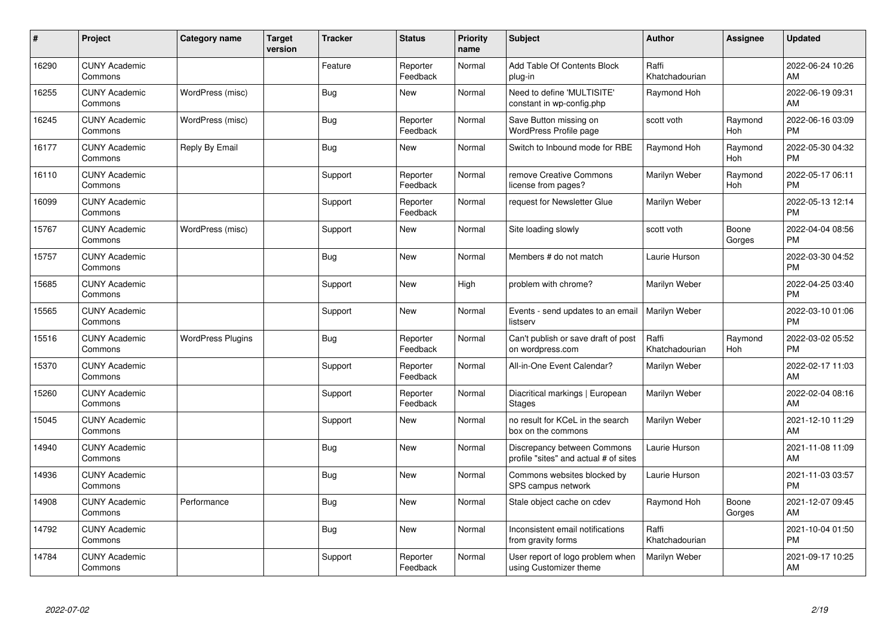| # | Project | Category name | Target version | Tracker | Status | Priority name | Subject | Author | Assignee | Updated |
|---|---|---|---|---|---|---|---|---|---|---|
| 16290 | CUNY Academic Commons | | | Feature | Reporter Feedback | Normal | Add Table Of Contents Block plug-in | Raffi Khatchadourian | | 2022-06-24 10:26 AM |
| 16255 | CUNY Academic Commons | WordPress (misc) | | Bug | New | Normal | Need to define 'MULTISITE' constant in wp-config.php | Raymond Hoh | | 2022-06-19 09:31 AM |
| 16245 | CUNY Academic Commons | WordPress (misc) | | Bug | Reporter Feedback | Normal | Save Button missing on WordPress Profile page | scott voth | Raymond Hoh | 2022-06-16 03:09 PM |
| 16177 | CUNY Academic Commons | Reply By Email | | Bug | New | Normal | Switch to Inbound mode for RBE | Raymond Hoh | Raymond Hoh | 2022-05-30 04:32 PM |
| 16110 | CUNY Academic Commons | | | Support | Reporter Feedback | Normal | remove Creative Commons license from pages? | Marilyn Weber | Raymond Hoh | 2022-05-17 06:11 PM |
| 16099 | CUNY Academic Commons | | | Support | Reporter Feedback | Normal | request for Newsletter Glue | Marilyn Weber | | 2022-05-13 12:14 PM |
| 15767 | CUNY Academic Commons | WordPress (misc) | | Support | New | Normal | Site loading slowly | scott voth | Boone Gorges | 2022-04-04 08:56 PM |
| 15757 | CUNY Academic Commons | | | Bug | New | Normal | Members # do not match | Laurie Hurson | | 2022-03-30 04:52 PM |
| 15685 | CUNY Academic Commons | | | Support | New | High | problem with chrome? | Marilyn Weber | | 2022-04-25 03:40 PM |
| 15565 | CUNY Academic Commons | | | Support | New | Normal | Events - send updates to an email listserv | Marilyn Weber | | 2022-03-10 01:06 PM |
| 15516 | CUNY Academic Commons | WordPress Plugins | | Bug | Reporter Feedback | Normal | Can't publish or save draft of post on wordpress.com | Raffi Khatchadourian | Raymond Hoh | 2022-03-02 05:52 PM |
| 15370 | CUNY Academic Commons | | | Support | Reporter Feedback | Normal | All-in-One Event Calendar? | Marilyn Weber | | 2022-02-17 11:03 AM |
| 15260 | CUNY Academic Commons | | | Support | Reporter Feedback | Normal | Diacritical markings \| European Stages | Marilyn Weber | | 2022-02-04 08:16 AM |
| 15045 | CUNY Academic Commons | | | Support | New | Normal | no result for KCeL in the search box on the commons | Marilyn Weber | | 2021-12-10 11:29 AM |
| 14940 | CUNY Academic Commons | | | Bug | New | Normal | Discrepancy between Commons profile "sites" and actual # of sites | Laurie Hurson | | 2021-11-08 11:09 AM |
| 14936 | CUNY Academic Commons | | | Bug | New | Normal | Commons websites blocked by SPS campus network | Laurie Hurson | | 2021-11-03 03:57 PM |
| 14908 | CUNY Academic Commons | Performance | | Bug | New | Normal | Stale object cache on cdev | Raymond Hoh | Boone Gorges | 2021-12-07 09:45 AM |
| 14792 | CUNY Academic Commons | | | Bug | New | Normal | Inconsistent email notifications from gravity forms | Raffi Khatchadourian | | 2021-10-04 01:50 PM |
| 14784 | CUNY Academic Commons | | | Support | Reporter Feedback | Normal | User report of logo problem when using Customizer theme | Marilyn Weber | | 2021-09-17 10:25 AM |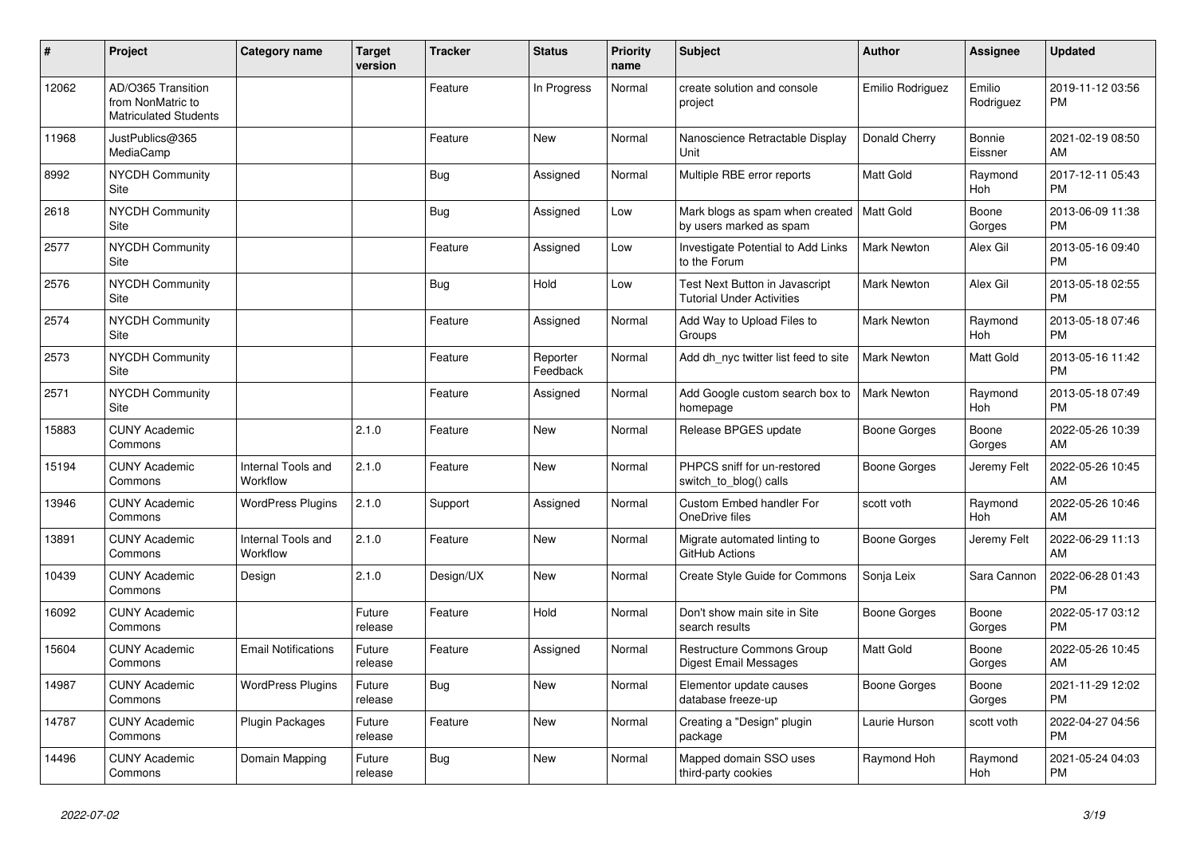| # | Project | Category name | Target version | Tracker | Status | Priority name | Subject | Author | Assignee | Updated |
|---|---|---|---|---|---|---|---|---|---|---|
| 12062 | AD/O365 Transition from NonMatric to Matriculated Students | | | Feature | In Progress | Normal | create solution and console project | Emilio Rodriguez | Emilio Rodriguez | 2019-11-12 03:56 PM |
| 11968 | JustPublics@365 MediaCamp | | | Feature | New | Normal | Nanoscience Retractable Display Unit | Donald Cherry | Bonnie Eissner | 2021-02-19 08:50 AM |
| 8992 | NYCDH Community Site | | | Bug | Assigned | Normal | Multiple RBE error reports | Matt Gold | Raymond Hoh | 2017-12-11 05:43 PM |
| 2618 | NYCDH Community Site | | | Bug | Assigned | Low | Mark blogs as spam when created by users marked as spam | Matt Gold | Boone Gorges | 2013-06-09 11:38 PM |
| 2577 | NYCDH Community Site | | | Feature | Assigned | Low | Investigate Potential to Add Links to the Forum | Mark Newton | Alex Gil | 2013-05-16 09:40 PM |
| 2576 | NYCDH Community Site | | | Bug | Hold | Low | Test Next Button in Javascript Tutorial Under Activities | Mark Newton | Alex Gil | 2013-05-18 02:55 PM |
| 2574 | NYCDH Community Site | | | Feature | Assigned | Normal | Add Way to Upload Files to Groups | Mark Newton | Raymond Hoh | 2013-05-18 07:46 PM |
| 2573 | NYCDH Community Site | | | Feature | Reporter Feedback | Normal | Add dh_nyc twitter list feed to site | Mark Newton | Matt Gold | 2013-05-16 11:42 PM |
| 2571 | NYCDH Community Site | | | Feature | Assigned | Normal | Add Google custom search box to homepage | Mark Newton | Raymond Hoh | 2013-05-18 07:49 PM |
| 15883 | CUNY Academic Commons | | 2.1.0 | Feature | New | Normal | Release BPGES update | Boone Gorges | Boone Gorges | 2022-05-26 10:39 AM |
| 15194 | CUNY Academic Commons | Internal Tools and Workflow | 2.1.0 | Feature | New | Normal | PHPCS sniff for un-restored switch_to_blog() calls | Boone Gorges | Jeremy Felt | 2022-05-26 10:45 AM |
| 13946 | CUNY Academic Commons | WordPress Plugins | 2.1.0 | Support | Assigned | Normal | Custom Embed handler For OneDrive files | scott voth | Raymond Hoh | 2022-05-26 10:46 AM |
| 13891 | CUNY Academic Commons | Internal Tools and Workflow | 2.1.0 | Feature | New | Normal | Migrate automated linting to GitHub Actions | Boone Gorges | Jeremy Felt | 2022-06-29 11:13 AM |
| 10439 | CUNY Academic Commons | Design | 2.1.0 | Design/UX | New | Normal | Create Style Guide for Commons | Sonja Leix | Sara Cannon | 2022-06-28 01:43 PM |
| 16092 | CUNY Academic Commons | | Future release | Feature | Hold | Normal | Don't show main site in Site search results | Boone Gorges | Boone Gorges | 2022-05-17 03:12 PM |
| 15604 | CUNY Academic Commons | Email Notifications | Future release | Feature | Assigned | Normal | Restructure Commons Group Digest Email Messages | Matt Gold | Boone Gorges | 2022-05-26 10:45 AM |
| 14987 | CUNY Academic Commons | WordPress Plugins | Future release | Bug | New | Normal | Elementor update causes database freeze-up | Boone Gorges | Boone Gorges | 2021-11-29 12:02 PM |
| 14787 | CUNY Academic Commons | Plugin Packages | Future release | Feature | New | Normal | Creating a "Design" plugin package | Laurie Hurson | scott voth | 2022-04-27 04:56 PM |
| 14496 | CUNY Academic Commons | Domain Mapping | Future release | Bug | New | Normal | Mapped domain SSO uses third-party cookies | Raymond Hoh | Raymond Hoh | 2021-05-24 04:03 PM |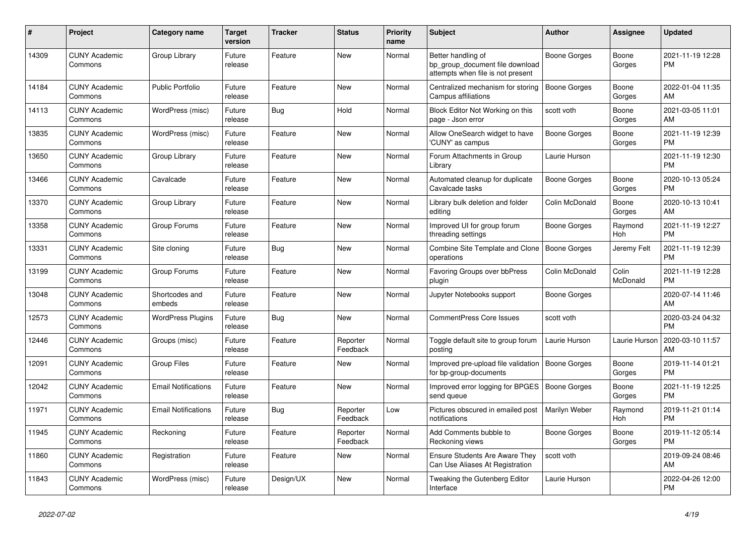| # | Project | Category name | Target version | Tracker | Status | Priority name | Subject | Author | Assignee | Updated |
|---|---|---|---|---|---|---|---|---|---|---|
| 14309 | CUNY Academic Commons | Group Library | Future release | Feature | New | Normal | Better handling of bp_group_document file download attempts when file is not present | Boone Gorges | Boone Gorges | 2021-11-19 12:28 PM |
| 14184 | CUNY Academic Commons | Public Portfolio | Future release | Feature | New | Normal | Centralized mechanism for storing Campus affiliations | Boone Gorges | Boone Gorges | 2022-01-04 11:35 AM |
| 14113 | CUNY Academic Commons | WordPress (misc) | Future release | Bug | Hold | Normal | Block Editor Not Working on this page - Json error | scott voth | Boone Gorges | 2021-03-05 11:01 AM |
| 13835 | CUNY Academic Commons | WordPress (misc) | Future release | Feature | New | Normal | Allow OneSearch widget to have 'CUNY' as campus | Boone Gorges | Boone Gorges | 2021-11-19 12:39 PM |
| 13650 | CUNY Academic Commons | Group Library | Future release | Feature | New | Normal | Forum Attachments in Group Library | Laurie Hurson | | 2021-11-19 12:30 PM |
| 13466 | CUNY Academic Commons | Cavalcade | Future release | Feature | New | Normal | Automated cleanup for duplicate Cavalcade tasks | Boone Gorges | Boone Gorges | 2020-10-13 05:24 PM |
| 13370 | CUNY Academic Commons | Group Library | Future release | Feature | New | Normal | Library bulk deletion and folder editing | Colin McDonald | Boone Gorges | 2020-10-13 10:41 AM |
| 13358 | CUNY Academic Commons | Group Forums | Future release | Feature | New | Normal | Improved UI for group forum threading settings | Boone Gorges | Raymond Hoh | 2021-11-19 12:27 PM |
| 13331 | CUNY Academic Commons | Site cloning | Future release | Bug | New | Normal | Combine Site Template and Clone operations | Boone Gorges | Jeremy Felt | 2021-11-19 12:39 PM |
| 13199 | CUNY Academic Commons | Group Forums | Future release | Feature | New | Normal | Favoring Groups over bbPress plugin | Colin McDonald | Colin McDonald | 2021-11-19 12:28 PM |
| 13048 | CUNY Academic Commons | Shortcodes and embeds | Future release | Feature | New | Normal | Jupyter Notebooks support | Boone Gorges | | 2020-07-14 11:46 AM |
| 12573 | CUNY Academic Commons | WordPress Plugins | Future release | Bug | New | Normal | CommentPress Core Issues | scott voth | | 2020-03-24 04:32 PM |
| 12446 | CUNY Academic Commons | Groups (misc) | Future release | Feature | Reporter Feedback | Normal | Toggle default site to group forum posting | Laurie Hurson | Laurie Hurson | 2020-03-10 11:57 AM |
| 12091 | CUNY Academic Commons | Group Files | Future release | Feature | New | Normal | Improved pre-upload file validation for bp-group-documents | Boone Gorges | Boone Gorges | 2019-11-14 01:21 PM |
| 12042 | CUNY Academic Commons | Email Notifications | Future release | Feature | New | Normal | Improved error logging for BPGES send queue | Boone Gorges | Boone Gorges | 2021-11-19 12:25 PM |
| 11971 | CUNY Academic Commons | Email Notifications | Future release | Bug | Reporter Feedback | Low | Pictures obscured in emailed post notifications | Marilyn Weber | Raymond Hoh | 2019-11-21 01:14 PM |
| 11945 | CUNY Academic Commons | Reckoning | Future release | Feature | Reporter Feedback | Normal | Add Comments bubble to Reckoning views | Boone Gorges | Boone Gorges | 2019-11-12 05:14 PM |
| 11860 | CUNY Academic Commons | Registration | Future release | Feature | New | Normal | Ensure Students Are Aware They Can Use Aliases At Registration | scott voth | | 2019-09-24 08:46 AM |
| 11843 | CUNY Academic Commons | WordPress (misc) | Future release | Design/UX | New | Normal | Tweaking the Gutenberg Editor Interface | Laurie Hurson | | 2022-04-26 12:00 PM |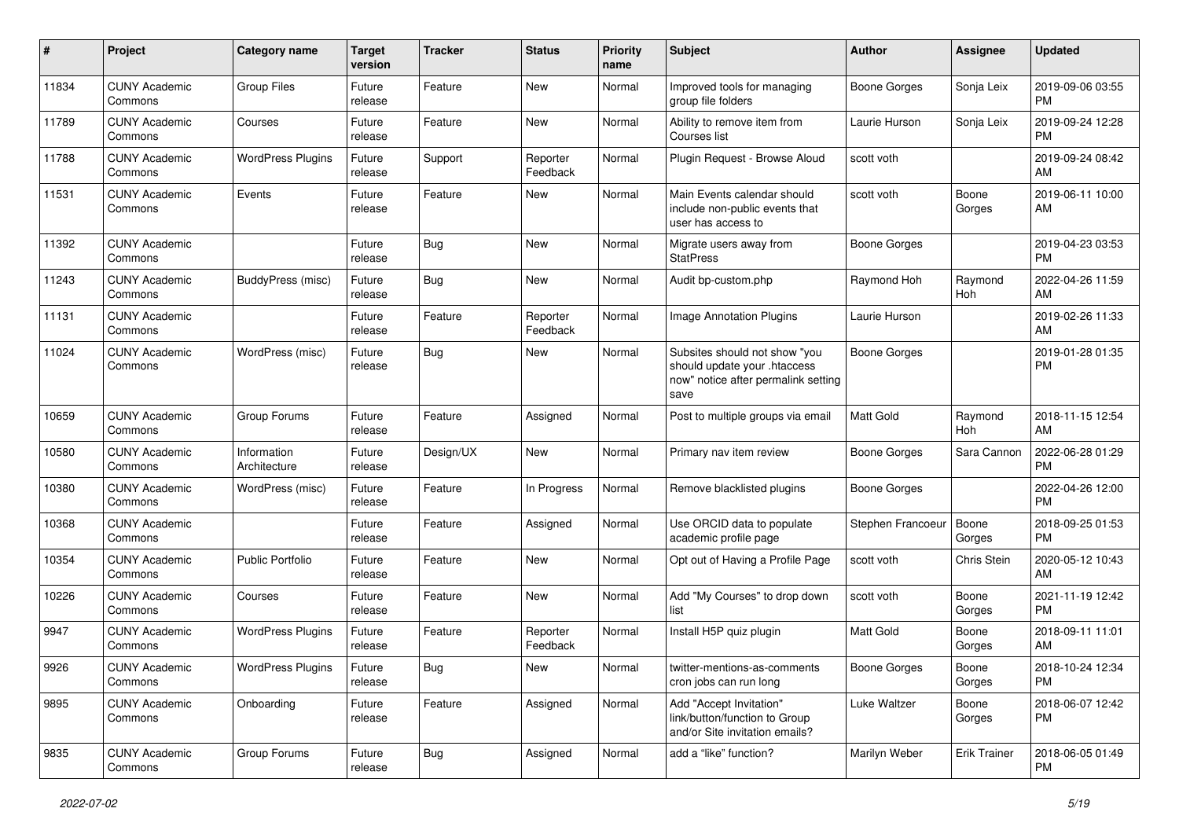| # | Project | Category name | Target version | Tracker | Status | Priority name | Subject | Author | Assignee | Updated |
|---|---|---|---|---|---|---|---|---|---|---|
| 11834 | CUNY Academic Commons | Group Files | Future release | Feature | New | Normal | Improved tools for managing group file folders | Boone Gorges | Sonja Leix | 2019-09-06 03:55 PM |
| 11789 | CUNY Academic Commons | Courses | Future release | Feature | New | Normal | Ability to remove item from Courses list | Laurie Hurson | Sonja Leix | 2019-09-24 12:28 PM |
| 11788 | CUNY Academic Commons | WordPress Plugins | Future release | Support | Reporter Feedback | Normal | Plugin Request - Browse Aloud | scott voth | | 2019-09-24 08:42 AM |
| 11531 | CUNY Academic Commons | Events | Future release | Feature | New | Normal | Main Events calendar should include non-public events that user has access to | scott voth | Boone Gorges | 2019-06-11 10:00 AM |
| 11392 | CUNY Academic Commons | | Future release | Bug | New | Normal | Migrate users away from StatPress | Boone Gorges | | 2019-04-23 03:53 PM |
| 11243 | CUNY Academic Commons | BuddyPress (misc) | Future release | Bug | New | Normal | Audit bp-custom.php | Raymond Hoh | Raymond Hoh | 2022-04-26 11:59 AM |
| 11131 | CUNY Academic Commons | | Future release | Feature | Reporter Feedback | Normal | Image Annotation Plugins | Laurie Hurson | | 2019-02-26 11:33 AM |
| 11024 | CUNY Academic Commons | WordPress (misc) | Future release | Bug | New | Normal | Subsites should not show "you should update your .htaccess now" notice after permalink setting save | Boone Gorges | | 2019-01-28 01:35 PM |
| 10659 | CUNY Academic Commons | Group Forums | Future release | Feature | Assigned | Normal | Post to multiple groups via email | Matt Gold | Raymond Hoh | 2018-11-15 12:54 AM |
| 10580 | CUNY Academic Commons | Information Architecture | Future release | Design/UX | New | Normal | Primary nav item review | Boone Gorges | Sara Cannon | 2022-06-28 01:29 PM |
| 10380 | CUNY Academic Commons | WordPress (misc) | Future release | Feature | In Progress | Normal | Remove blacklisted plugins | Boone Gorges | | 2022-04-26 12:00 PM |
| 10368 | CUNY Academic Commons | | Future release | Feature | Assigned | Normal | Use ORCID data to populate academic profile page | Stephen Francoeur | Boone Gorges | 2018-09-25 01:53 PM |
| 10354 | CUNY Academic Commons | Public Portfolio | Future release | Feature | New | Normal | Opt out of Having a Profile Page | scott voth | Chris Stein | 2020-05-12 10:43 AM |
| 10226 | CUNY Academic Commons | Courses | Future release | Feature | New | Normal | Add "My Courses" to drop down list | scott voth | Boone Gorges | 2021-11-19 12:42 PM |
| 9947 | CUNY Academic Commons | WordPress Plugins | Future release | Feature | Reporter Feedback | Normal | Install H5P quiz plugin | Matt Gold | Boone Gorges | 2018-09-11 11:01 AM |
| 9926 | CUNY Academic Commons | WordPress Plugins | Future release | Bug | New | Normal | twitter-mentions-as-comments cron jobs can run long | Boone Gorges | Boone Gorges | 2018-10-24 12:34 PM |
| 9895 | CUNY Academic Commons | Onboarding | Future release | Feature | Assigned | Normal | Add "Accept Invitation" link/button/function to Group and/or Site invitation emails? | Luke Waltzer | Boone Gorges | 2018-06-07 12:42 PM |
| 9835 | CUNY Academic Commons | Group Forums | Future release | Bug | Assigned | Normal | add a "like" function? | Marilyn Weber | Erik Trainer | 2018-06-05 01:49 PM |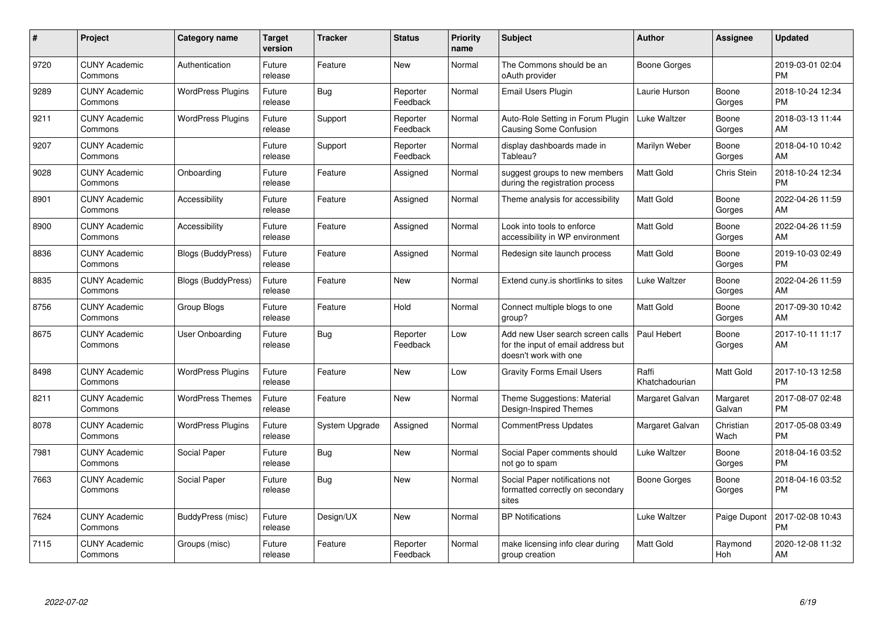| # | Project | Category name | Target version | Tracker | Status | Priority name | Subject | Author | Assignee | Updated |
|---|---|---|---|---|---|---|---|---|---|---|
| 9720 | CUNY Academic Commons | Authentication | Future release | Feature | New | Normal | The Commons should be an oAuth provider | Boone Gorges | | 2019-03-01 02:04 PM |
| 9289 | CUNY Academic Commons | WordPress Plugins | Future release | Bug | Reporter Feedback | Normal | Email Users Plugin | Laurie Hurson | Boone Gorges | 2018-10-24 12:34 PM |
| 9211 | CUNY Academic Commons | WordPress Plugins | Future release | Support | Reporter Feedback | Normal | Auto-Role Setting in Forum Plugin Causing Some Confusion | Luke Waltzer | Boone Gorges | 2018-03-13 11:44 AM |
| 9207 | CUNY Academic Commons | | Future release | Support | Reporter Feedback | Normal | display dashboards made in Tableau? | Marilyn Weber | Boone Gorges | 2018-04-10 10:42 AM |
| 9028 | CUNY Academic Commons | Onboarding | Future release | Feature | Assigned | Normal | suggest groups to new members during the registration process | Matt Gold | Chris Stein | 2018-10-24 12:34 PM |
| 8901 | CUNY Academic Commons | Accessibility | Future release | Feature | Assigned | Normal | Theme analysis for accessibility | Matt Gold | Boone Gorges | 2022-04-26 11:59 AM |
| 8900 | CUNY Academic Commons | Accessibility | Future release | Feature | Assigned | Normal | Look into tools to enforce accessibility in WP environment | Matt Gold | Boone Gorges | 2022-04-26 11:59 AM |
| 8836 | CUNY Academic Commons | Blogs (BuddyPress) | Future release | Feature | Assigned | Normal | Redesign site launch process | Matt Gold | Boone Gorges | 2019-10-03 02:49 PM |
| 8835 | CUNY Academic Commons | Blogs (BuddyPress) | Future release | Feature | New | Normal | Extend cuny.is shortlinks to sites | Luke Waltzer | Boone Gorges | 2022-04-26 11:59 AM |
| 8756 | CUNY Academic Commons | Group Blogs | Future release | Feature | Hold | Normal | Connect multiple blogs to one group? | Matt Gold | Boone Gorges | 2017-09-30 10:42 AM |
| 8675 | CUNY Academic Commons | User Onboarding | Future release | Bug | Reporter Feedback | Low | Add new User search screen calls for the input of email address but doesn't work with one | Paul Hebert | Boone Gorges | 2017-10-11 11:17 AM |
| 8498 | CUNY Academic Commons | WordPress Plugins | Future release | Feature | New | Low | Gravity Forms Email Users | Raffi Khatchadourian | Matt Gold | 2017-10-13 12:58 PM |
| 8211 | CUNY Academic Commons | WordPress Themes | Future release | Feature | New | Normal | Theme Suggestions: Material Design-Inspired Themes | Margaret Galvan | Margaret Galvan | 2017-08-07 02:48 PM |
| 8078 | CUNY Academic Commons | WordPress Plugins | Future release | System Upgrade | Assigned | Normal | CommentPress Updates | Margaret Galvan | Christian Wach | 2017-05-08 03:49 PM |
| 7981 | CUNY Academic Commons | Social Paper | Future release | Bug | New | Normal | Social Paper comments should not go to spam | Luke Waltzer | Boone Gorges | 2018-04-16 03:52 PM |
| 7663 | CUNY Academic Commons | Social Paper | Future release | Bug | New | Normal | Social Paper notifications not formatted correctly on secondary sites | Boone Gorges | Boone Gorges | 2018-04-16 03:52 PM |
| 7624 | CUNY Academic Commons | BuddyPress (misc) | Future release | Design/UX | New | Normal | BP Notifications | Luke Waltzer | Paige Dupont | 2017-02-08 10:43 PM |
| 7115 | CUNY Academic Commons | Groups (misc) | Future release | Feature | Reporter Feedback | Normal | make licensing info clear during group creation | Matt Gold | Raymond Hoh | 2020-12-08 11:32 AM |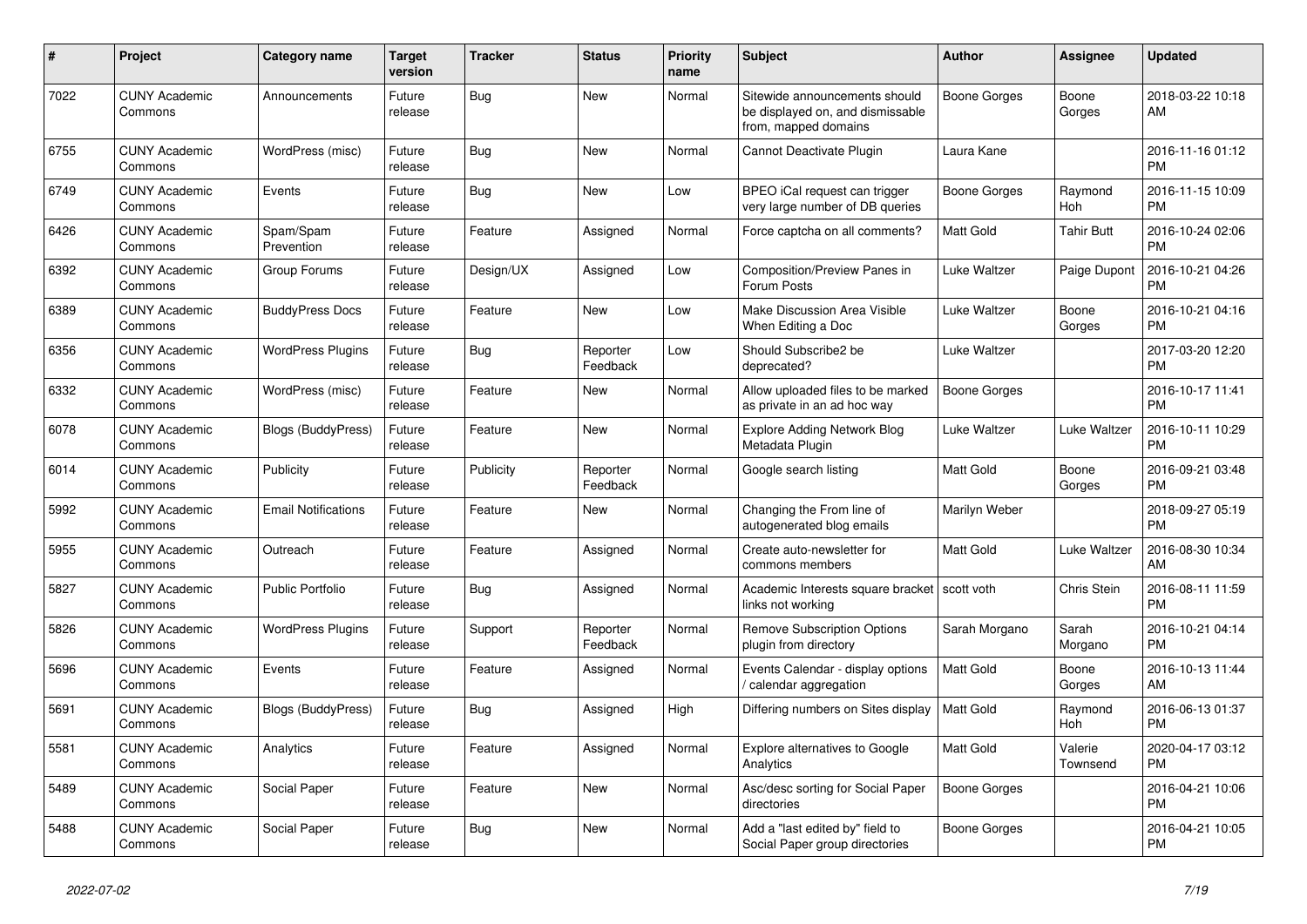| # | Project | Category name | Target version | Tracker | Status | Priority name | Subject | Author | Assignee | Updated |
|---|---|---|---|---|---|---|---|---|---|---|
| 7022 | CUNY Academic Commons | Announcements | Future release | Bug | New | Normal | Sitewide announcements should be displayed on, and dismissable from, mapped domains | Boone Gorges | Boone Gorges | 2018-03-22 10:18 AM |
| 6755 | CUNY Academic Commons | WordPress (misc) | Future release | Bug | New | Normal | Cannot Deactivate Plugin | Laura Kane | | 2016-11-16 01:12 PM |
| 6749 | CUNY Academic Commons | Events | Future release | Bug | New | Low | BPEO iCal request can trigger very large number of DB queries | Boone Gorges | Raymond Hoh | 2016-11-15 10:09 PM |
| 6426 | CUNY Academic Commons | Spam/Spam Prevention | Future release | Feature | Assigned | Normal | Force captcha on all comments? | Matt Gold | Tahir Butt | 2016-10-24 02:06 PM |
| 6392 | CUNY Academic Commons | Group Forums | Future release | Design/UX | Assigned | Low | Composition/Preview Panes in Forum Posts | Luke Waltzer | Paige Dupont | 2016-10-21 04:26 PM |
| 6389 | CUNY Academic Commons | BuddyPress Docs | Future release | Feature | New | Low | Make Discussion Area Visible When Editing a Doc | Luke Waltzer | Boone Gorges | 2016-10-21 04:16 PM |
| 6356 | CUNY Academic Commons | WordPress Plugins | Future release | Bug | Reporter Feedback | Low | Should Subscribe2 be deprecated? | Luke Waltzer | | 2017-03-20 12:20 PM |
| 6332 | CUNY Academic Commons | WordPress (misc) | Future release | Feature | New | Normal | Allow uploaded files to be marked as private in an ad hoc way | Boone Gorges | | 2016-10-17 11:41 PM |
| 6078 | CUNY Academic Commons | Blogs (BuddyPress) | Future release | Feature | New | Normal | Explore Adding Network Blog Metadata Plugin | Luke Waltzer | Luke Waltzer | 2016-10-11 10:29 PM |
| 6014 | CUNY Academic Commons | Publicity | Future release | Publicity | Reporter Feedback | Normal | Google search listing | Matt Gold | Boone Gorges | 2016-09-21 03:48 PM |
| 5992 | CUNY Academic Commons | Email Notifications | Future release | Feature | New | Normal | Changing the From line of autogenerated blog emails | Marilyn Weber | | 2018-09-27 05:19 PM |
| 5955 | CUNY Academic Commons | Outreach | Future release | Feature | Assigned | Normal | Create auto-newsletter for commons members | Matt Gold | Luke Waltzer | 2016-08-30 10:34 AM |
| 5827 | CUNY Academic Commons | Public Portfolio | Future release | Bug | Assigned | Normal | Academic Interests square bracket links not working | scott voth | Chris Stein | 2016-08-11 11:59 PM |
| 5826 | CUNY Academic Commons | WordPress Plugins | Future release | Support | Reporter Feedback | Normal | Remove Subscription Options plugin from directory | Sarah Morgano | Sarah Morgano | 2016-10-21 04:14 PM |
| 5696 | CUNY Academic Commons | Events | Future release | Feature | Assigned | Normal | Events Calendar - display options / calendar aggregation | Matt Gold | Boone Gorges | 2016-10-13 11:44 AM |
| 5691 | CUNY Academic Commons | Blogs (BuddyPress) | Future release | Bug | Assigned | High | Differing numbers on Sites display | Matt Gold | Raymond Hoh | 2016-06-13 01:37 PM |
| 5581 | CUNY Academic Commons | Analytics | Future release | Feature | Assigned | Normal | Explore alternatives to Google Analytics | Matt Gold | Valerie Townsend | 2020-04-17 03:12 PM |
| 5489 | CUNY Academic Commons | Social Paper | Future release | Feature | New | Normal | Asc/desc sorting for Social Paper directories | Boone Gorges | | 2016-04-21 10:06 PM |
| 5488 | CUNY Academic Commons | Social Paper | Future release | Bug | New | Normal | Add a "last edited by" field to Social Paper group directories | Boone Gorges | | 2016-04-21 10:05 PM |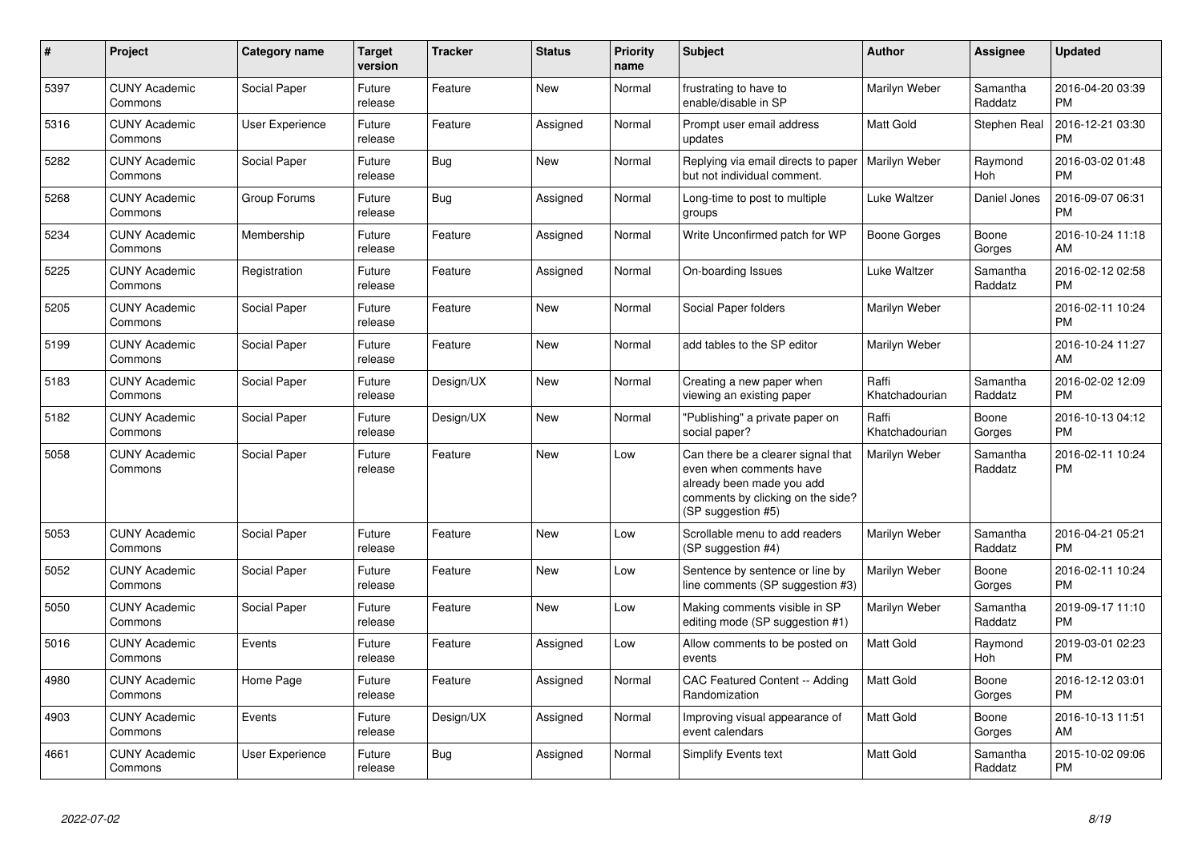| # | Project | Category name | Target version | Tracker | Status | Priority name | Subject | Author | Assignee | Updated |
|---|---|---|---|---|---|---|---|---|---|---|
| 5397 | CUNY Academic Commons | Social Paper | Future release | Feature | New | Normal | frustrating to have to enable/disable in SP | Marilyn Weber | Samantha Raddatz | 2016-04-20 03:39 PM |
| 5316 | CUNY Academic Commons | User Experience | Future release | Feature | Assigned | Normal | Prompt user email address updates | Matt Gold | Stephen Real | 2016-12-21 03:30 PM |
| 5282 | CUNY Academic Commons | Social Paper | Future release | Bug | New | Normal | Replying via email directs to paper but not individual comment. | Marilyn Weber | Raymond Hoh | 2016-03-02 01:48 PM |
| 5268 | CUNY Academic Commons | Group Forums | Future release | Bug | Assigned | Normal | Long-time to post to multiple groups | Luke Waltzer | Daniel Jones | 2016-09-07 06:31 PM |
| 5234 | CUNY Academic Commons | Membership | Future release | Feature | Assigned | Normal | Write Unconfirmed patch for WP | Boone Gorges | Boone Gorges | 2016-10-24 11:18 AM |
| 5225 | CUNY Academic Commons | Registration | Future release | Feature | Assigned | Normal | On-boarding Issues | Luke Waltzer | Samantha Raddatz | 2016-02-12 02:58 PM |
| 5205 | CUNY Academic Commons | Social Paper | Future release | Feature | New | Normal | Social Paper folders | Marilyn Weber | | 2016-02-11 10:24 PM |
| 5199 | CUNY Academic Commons | Social Paper | Future release | Feature | New | Normal | add tables to the SP editor | Marilyn Weber | | 2016-10-24 11:27 AM |
| 5183 | CUNY Academic Commons | Social Paper | Future release | Design/UX | New | Normal | Creating a new paper when viewing an existing paper | Raffi Khatchadourian | Samantha Raddatz | 2016-02-02 12:09 PM |
| 5182 | CUNY Academic Commons | Social Paper | Future release | Design/UX | New | Normal | "Publishing" a private paper on social paper? | Raffi Khatchadourian | Boone Gorges | 2016-10-13 04:12 PM |
| 5058 | CUNY Academic Commons | Social Paper | Future release | Feature | New | Low | Can there be a clearer signal that even when comments have already been made you add comments by clicking on the side? (SP suggestion #5) | Marilyn Weber | Samantha Raddatz | 2016-02-11 10:24 PM |
| 5053 | CUNY Academic Commons | Social Paper | Future release | Feature | New | Low | Scrollable menu to add readers (SP suggestion #4) | Marilyn Weber | Samantha Raddatz | 2016-04-21 05:21 PM |
| 5052 | CUNY Academic Commons | Social Paper | Future release | Feature | New | Low | Sentence by sentence or line by line comments (SP suggestion #3) | Marilyn Weber | Boone Gorges | 2016-02-11 10:24 PM |
| 5050 | CUNY Academic Commons | Social Paper | Future release | Feature | New | Low | Making comments visible in SP editing mode (SP suggestion #1) | Marilyn Weber | Samantha Raddatz | 2019-09-17 11:10 PM |
| 5016 | CUNY Academic Commons | Events | Future release | Feature | Assigned | Low | Allow comments to be posted on events | Matt Gold | Raymond Hoh | 2019-03-01 02:23 PM |
| 4980 | CUNY Academic Commons | Home Page | Future release | Feature | Assigned | Normal | CAC Featured Content -- Adding Randomization | Matt Gold | Boone Gorges | 2016-12-12 03:01 PM |
| 4903 | CUNY Academic Commons | Events | Future release | Design/UX | Assigned | Normal | Improving visual appearance of event calendars | Matt Gold | Boone Gorges | 2016-10-13 11:51 AM |
| 4661 | CUNY Academic Commons | User Experience | Future release | Bug | Assigned | Normal | Simplify Events text | Matt Gold | Samantha Raddatz | 2015-10-02 09:06 PM |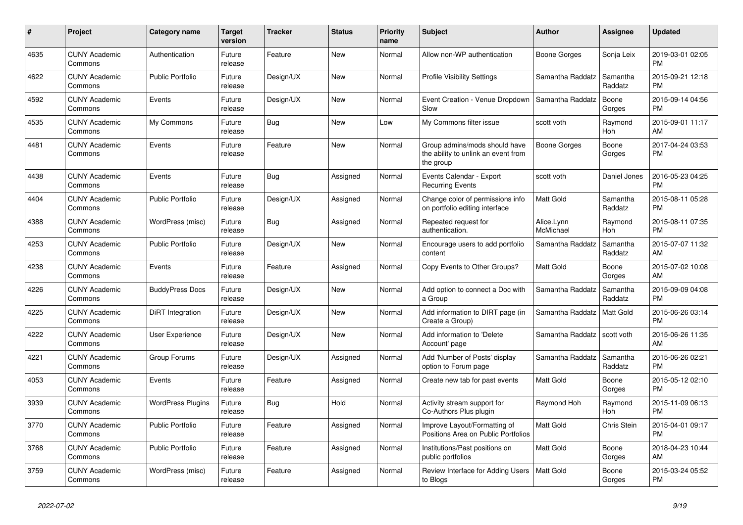| # | Project | Category name | Target version | Tracker | Status | Priority name | Subject | Author | Assignee | Updated |
|---|---|---|---|---|---|---|---|---|---|---|
| 4635 | CUNY Academic Commons | Authentication | Future release | Feature | New | Normal | Allow non-WP authentication | Boone Gorges | Sonja Leix | 2019-03-01 02:05 PM |
| 4622 | CUNY Academic Commons | Public Portfolio | Future release | Design/UX | New | Normal | Profile Visibility Settings | Samantha Raddatz | Samantha Raddatz | 2015-09-21 12:18 PM |
| 4592 | CUNY Academic Commons | Events | Future release | Design/UX | New | Normal | Event Creation - Venue Dropdown Slow | Samantha Raddatz | Boone Gorges | 2015-09-14 04:56 PM |
| 4535 | CUNY Academic Commons | My Commons | Future release | Bug | New | Low | My Commons filter issue | scott voth | Raymond Hoh | 2015-09-01 11:17 AM |
| 4481 | CUNY Academic Commons | Events | Future release | Feature | New | Normal | Group admins/mods should have the ability to unlink an event from the group | Boone Gorges | Boone Gorges | 2017-04-24 03:53 PM |
| 4438 | CUNY Academic Commons | Events | Future release | Bug | Assigned | Normal | Events Calendar - Export Recurring Events | scott voth | Daniel Jones | 2016-05-23 04:25 PM |
| 4404 | CUNY Academic Commons | Public Portfolio | Future release | Design/UX | Assigned | Normal | Change color of permissions info on portfolio editing interface | Matt Gold | Samantha Raddatz | 2015-08-11 05:28 PM |
| 4388 | CUNY Academic Commons | WordPress (misc) | Future release | Bug | Assigned | Normal | Repeated request for authentication. | Alice.Lynn McMichael | Raymond Hoh | 2015-08-11 07:35 PM |
| 4253 | CUNY Academic Commons | Public Portfolio | Future release | Design/UX | New | Normal | Encourage users to add portfolio content | Samantha Raddatz | Samantha Raddatz | 2015-07-07 11:32 AM |
| 4238 | CUNY Academic Commons | Events | Future release | Feature | Assigned | Normal | Copy Events to Other Groups? | Matt Gold | Boone Gorges | 2015-07-02 10:08 AM |
| 4226 | CUNY Academic Commons | BuddyPress Docs | Future release | Design/UX | New | Normal | Add option to connect a Doc with a Group | Samantha Raddatz | Samantha Raddatz | 2015-09-09 04:08 PM |
| 4225 | CUNY Academic Commons | DiRT Integration | Future release | Design/UX | New | Normal | Add information to DIRT page (in Create a Group) | Samantha Raddatz | Matt Gold | 2015-06-26 03:14 PM |
| 4222 | CUNY Academic Commons | User Experience | Future release | Design/UX | New | Normal | Add information to 'Delete Account' page | Samantha Raddatz | scott voth | 2015-06-26 11:35 AM |
| 4221 | CUNY Academic Commons | Group Forums | Future release | Design/UX | Assigned | Normal | Add 'Number of Posts' display option to Forum page | Samantha Raddatz | Samantha Raddatz | 2015-06-26 02:21 PM |
| 4053 | CUNY Academic Commons | Events | Future release | Feature | Assigned | Normal | Create new tab for past events | Matt Gold | Boone Gorges | 2015-05-12 02:10 PM |
| 3939 | CUNY Academic Commons | WordPress Plugins | Future release | Bug | Hold | Normal | Activity stream support for Co-Authors Plus plugin | Raymond Hoh | Raymond Hoh | 2015-11-09 06:13 PM |
| 3770 | CUNY Academic Commons | Public Portfolio | Future release | Feature | Assigned | Normal | Improve Layout/Formatting of Positions Area on Public Portfolios | Matt Gold | Chris Stein | 2015-04-01 09:17 PM |
| 3768 | CUNY Academic Commons | Public Portfolio | Future release | Feature | Assigned | Normal | Institutions/Past positions on public portfolios | Matt Gold | Boone Gorges | 2018-04-23 10:44 AM |
| 3759 | CUNY Academic Commons | WordPress (misc) | Future release | Feature | Assigned | Normal | Review Interface for Adding Users to Blogs | Matt Gold | Boone Gorges | 2015-03-24 05:52 PM |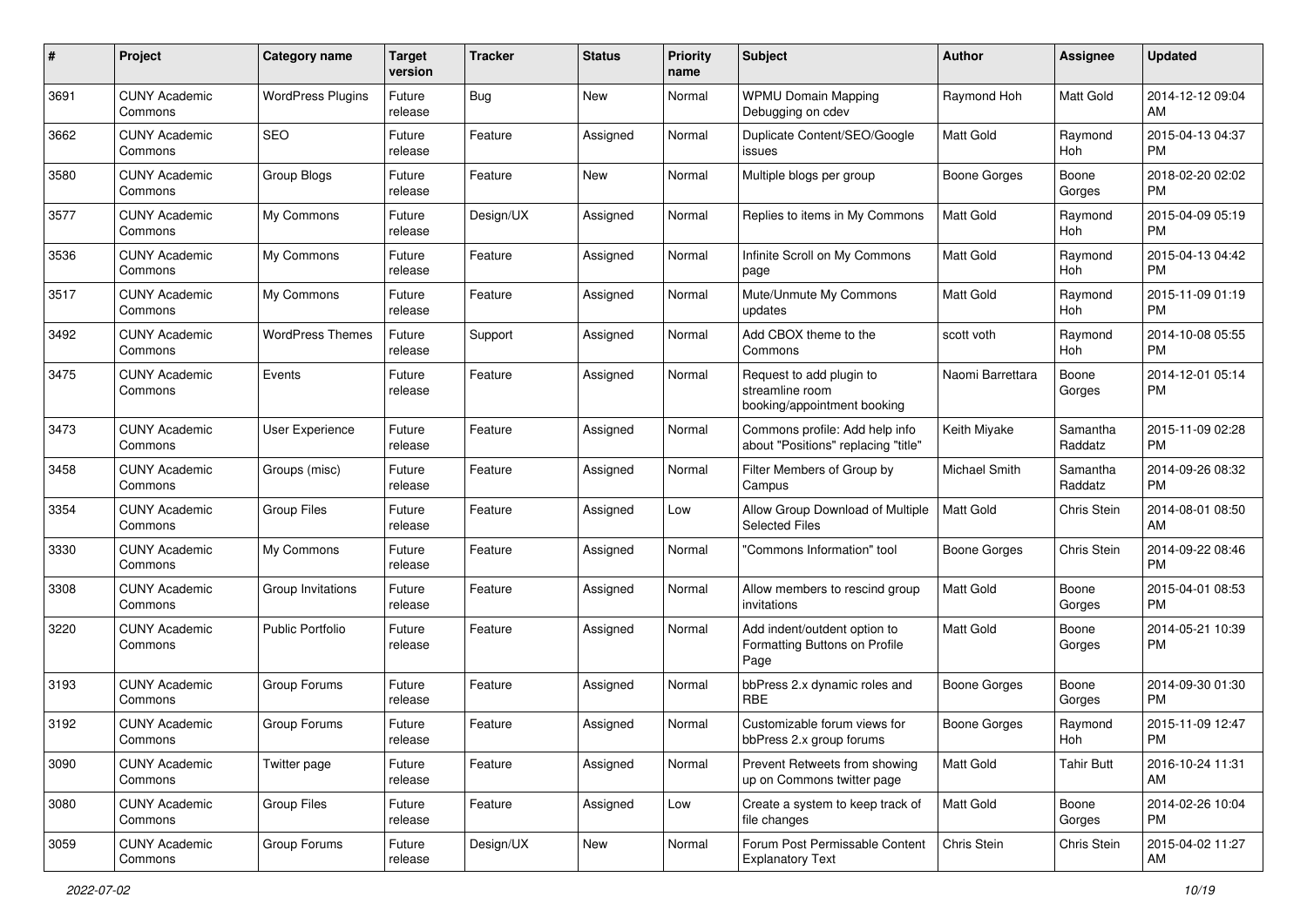| # | Project | Category name | Target version | Tracker | Status | Priority name | Subject | Author | Assignee | Updated |
|---|---|---|---|---|---|---|---|---|---|---|
| 3691 | CUNY Academic Commons | WordPress Plugins | Future release | Bug | New | Normal | WPMU Domain Mapping Debugging on cdev | Raymond Hoh | Matt Gold | 2014-12-12 09:04 AM |
| 3662 | CUNY Academic Commons | SEO | Future release | Feature | Assigned | Normal | Duplicate Content/SEO/Google issues | Matt Gold | Raymond Hoh | 2015-04-13 04:37 PM |
| 3580 | CUNY Academic Commons | Group Blogs | Future release | Feature | New | Normal | Multiple blogs per group | Boone Gorges | Boone Gorges | 2018-02-20 02:02 PM |
| 3577 | CUNY Academic Commons | My Commons | Future release | Design/UX | Assigned | Normal | Replies to items in My Commons | Matt Gold | Raymond Hoh | 2015-04-09 05:19 PM |
| 3536 | CUNY Academic Commons | My Commons | Future release | Feature | Assigned | Normal | Infinite Scroll on My Commons page | Matt Gold | Raymond Hoh | 2015-04-13 04:42 PM |
| 3517 | CUNY Academic Commons | My Commons | Future release | Feature | Assigned | Normal | Mute/Unmute My Commons updates | Matt Gold | Raymond Hoh | 2015-11-09 01:19 PM |
| 3492 | CUNY Academic Commons | WordPress Themes | Future release | Support | Assigned | Normal | Add CBOX theme to the Commons | scott voth | Raymond Hoh | 2014-10-08 05:55 PM |
| 3475 | CUNY Academic Commons | Events | Future release | Feature | Assigned | Normal | Request to add plugin to streamline room booking/appointment booking | Naomi Barrettara | Boone Gorges | 2014-12-01 05:14 PM |
| 3473 | CUNY Academic Commons | User Experience | Future release | Feature | Assigned | Normal | Commons profile: Add help info about "Positions" replacing "title" | Keith Miyake | Samantha Raddatz | 2015-11-09 02:28 PM |
| 3458 | CUNY Academic Commons | Groups (misc) | Future release | Feature | Assigned | Normal | Filter Members of Group by Campus | Michael Smith | Samantha Raddatz | 2014-09-26 08:32 PM |
| 3354 | CUNY Academic Commons | Group Files | Future release | Feature | Assigned | Low | Allow Group Download of Multiple Selected Files | Matt Gold | Chris Stein | 2014-08-01 08:50 AM |
| 3330 | CUNY Academic Commons | My Commons | Future release | Feature | Assigned | Normal | "Commons Information" tool | Boone Gorges | Chris Stein | 2014-09-22 08:46 PM |
| 3308 | CUNY Academic Commons | Group Invitations | Future release | Feature | Assigned | Normal | Allow members to rescind group invitations | Matt Gold | Boone Gorges | 2015-04-01 08:53 PM |
| 3220 | CUNY Academic Commons | Public Portfolio | Future release | Feature | Assigned | Normal | Add indent/outdent option to Formatting Buttons on Profile Page | Matt Gold | Boone Gorges | 2014-05-21 10:39 PM |
| 3193 | CUNY Academic Commons | Group Forums | Future release | Feature | Assigned | Normal | bbPress 2.x dynamic roles and RBE | Boone Gorges | Boone Gorges | 2014-09-30 01:30 PM |
| 3192 | CUNY Academic Commons | Group Forums | Future release | Feature | Assigned | Normal | Customizable forum views for bbPress 2.x group forums | Boone Gorges | Raymond Hoh | 2015-11-09 12:47 PM |
| 3090 | CUNY Academic Commons | Twitter page | Future release | Feature | Assigned | Normal | Prevent Retweets from showing up on Commons twitter page | Matt Gold | Tahir Butt | 2016-10-24 11:31 AM |
| 3080 | CUNY Academic Commons | Group Files | Future release | Feature | Assigned | Low | Create a system to keep track of file changes | Matt Gold | Boone Gorges | 2014-02-26 10:04 PM |
| 3059 | CUNY Academic Commons | Group Forums | Future release | Design/UX | New | Normal | Forum Post Permissable Content Explanatory Text | Chris Stein | Chris Stein | 2015-04-02 11:27 AM |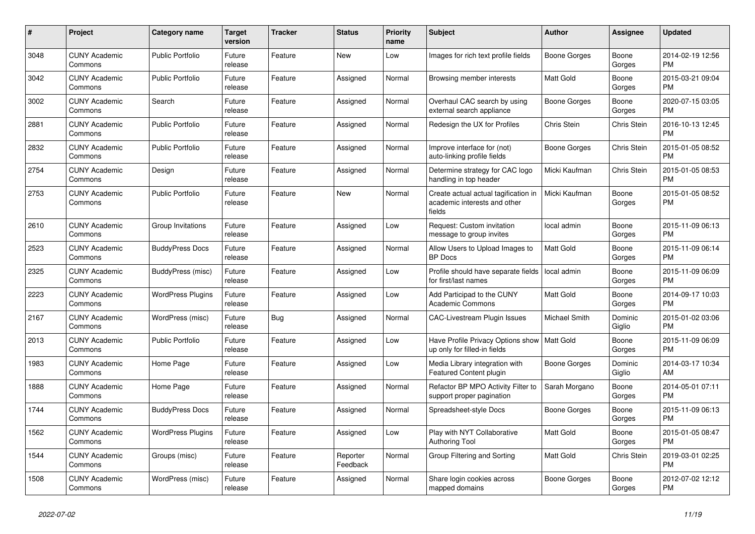| # | Project | Category name | Target version | Tracker | Status | Priority name | Subject | Author | Assignee | Updated |
|---|---|---|---|---|---|---|---|---|---|---|
| 3048 | CUNY Academic Commons | Public Portfolio | Future release | Feature | New | Low | Images for rich text profile fields | Boone Gorges | Boone Gorges | 2014-02-19 12:56 PM |
| 3042 | CUNY Academic Commons | Public Portfolio | Future release | Feature | Assigned | Normal | Browsing member interests | Matt Gold | Boone Gorges | 2015-03-21 09:04 PM |
| 3002 | CUNY Academic Commons | Search | Future release | Feature | Assigned | Normal | Overhaul CAC search by using external search appliance | Boone Gorges | Boone Gorges | 2020-07-15 03:05 PM |
| 2881 | CUNY Academic Commons | Public Portfolio | Future release | Feature | Assigned | Normal | Redesign the UX for Profiles | Chris Stein | Chris Stein | 2016-10-13 12:45 PM |
| 2832 | CUNY Academic Commons | Public Portfolio | Future release | Feature | Assigned | Normal | Improve interface for (not) auto-linking profile fields | Boone Gorges | Chris Stein | 2015-01-05 08:52 PM |
| 2754 | CUNY Academic Commons | Design | Future release | Feature | Assigned | Normal | Determine strategy for CAC logo handling in top header | Micki Kaufman | Chris Stein | 2015-01-05 08:53 PM |
| 2753 | CUNY Academic Commons | Public Portfolio | Future release | Feature | New | Normal | Create actual actual tagification in academic interests and other fields | Micki Kaufman | Boone Gorges | 2015-01-05 08:52 PM |
| 2610 | CUNY Academic Commons | Group Invitations | Future release | Feature | Assigned | Low | Request: Custom invitation message to group invites | local admin | Boone Gorges | 2015-11-09 06:13 PM |
| 2523 | CUNY Academic Commons | BuddyPress Docs | Future release | Feature | Assigned | Normal | Allow Users to Upload Images to BP Docs | Matt Gold | Boone Gorges | 2015-11-09 06:14 PM |
| 2325 | CUNY Academic Commons | BuddyPress (misc) | Future release | Feature | Assigned | Low | Profile should have separate fields for first/last names | local admin | Boone Gorges | 2015-11-09 06:09 PM |
| 2223 | CUNY Academic Commons | WordPress Plugins | Future release | Feature | Assigned | Low | Add Participad to the CUNY Academic Commons | Matt Gold | Boone Gorges | 2014-09-17 10:03 PM |
| 2167 | CUNY Academic Commons | WordPress (misc) | Future release | Bug | Assigned | Normal | CAC-Livestream Plugin Issues | Michael Smith | Dominic Giglio | 2015-01-02 03:06 PM |
| 2013 | CUNY Academic Commons | Public Portfolio | Future release | Feature | Assigned | Low | Have Profile Privacy Options show up only for filled-in fields | Matt Gold | Boone Gorges | 2015-11-09 06:09 PM |
| 1983 | CUNY Academic Commons | Home Page | Future release | Feature | Assigned | Low | Media Library integration with Featured Content plugin | Boone Gorges | Dominic Giglio | 2014-03-17 10:34 AM |
| 1888 | CUNY Academic Commons | Home Page | Future release | Feature | Assigned | Normal | Refactor BP MPO Activity Filter to support proper pagination | Sarah Morgano | Boone Gorges | 2014-05-01 07:11 PM |
| 1744 | CUNY Academic Commons | BuddyPress Docs | Future release | Feature | Assigned | Normal | Spreadsheet-style Docs | Boone Gorges | Boone Gorges | 2015-11-09 06:13 PM |
| 1562 | CUNY Academic Commons | WordPress Plugins | Future release | Feature | Assigned | Low | Play with NYT Collaborative Authoring Tool | Matt Gold | Boone Gorges | 2015-01-05 08:47 PM |
| 1544 | CUNY Academic Commons | Groups (misc) | Future release | Feature | Reporter Feedback | Normal | Group Filtering and Sorting | Matt Gold | Chris Stein | 2019-03-01 02:25 PM |
| 1508 | CUNY Academic Commons | WordPress (misc) | Future release | Feature | Assigned | Normal | Share login cookies across mapped domains | Boone Gorges | Boone Gorges | 2012-07-02 12:12 PM |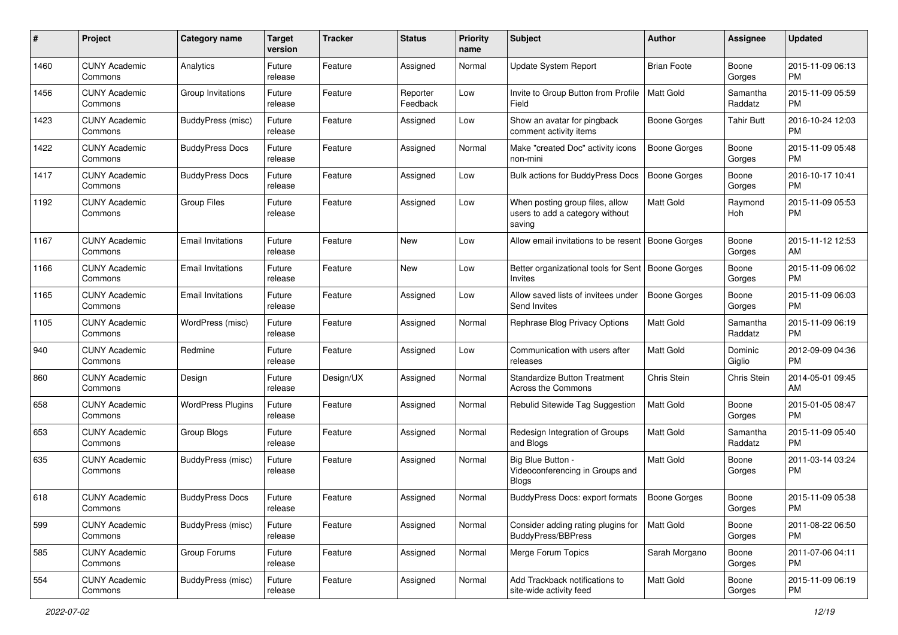| # | Project | Category name | Target version | Tracker | Status | Priority name | Subject | Author | Assignee | Updated |
|---|---|---|---|---|---|---|---|---|---|---|
| 1460 | CUNY Academic Commons | Analytics | Future release | Feature | Assigned | Normal | Update System Report | Brian Foote | Boone Gorges | 2015-11-09 06:13 PM |
| 1456 | CUNY Academic Commons | Group Invitations | Future release | Feature | Reporter Feedback | Low | Invite to Group Button from Profile Field | Matt Gold | Samantha Raddatz | 2015-11-09 05:59 PM |
| 1423 | CUNY Academic Commons | BuddyPress (misc) | Future release | Feature | Assigned | Low | Show an avatar for pingback comment activity items | Boone Gorges | Tahir Butt | 2016-10-24 12:03 PM |
| 1422 | CUNY Academic Commons | BuddyPress Docs | Future release | Feature | Assigned | Normal | Make "created Doc" activity icons non-mini | Boone Gorges | Boone Gorges | 2015-11-09 05:48 PM |
| 1417 | CUNY Academic Commons | BuddyPress Docs | Future release | Feature | Assigned | Low | Bulk actions for BuddyPress Docs | Boone Gorges | Boone Gorges | 2016-10-17 10:41 PM |
| 1192 | CUNY Academic Commons | Group Files | Future release | Feature | Assigned | Low | When posting group files, allow users to add a category without saving | Matt Gold | Raymond Hoh | 2015-11-09 05:53 PM |
| 1167 | CUNY Academic Commons | Email Invitations | Future release | Feature | New | Low | Allow email invitations to be resent | Boone Gorges | Boone Gorges | 2015-11-12 12:53 AM |
| 1166 | CUNY Academic Commons | Email Invitations | Future release | Feature | New | Low | Better organizational tools for Sent Invites | Boone Gorges | Boone Gorges | 2015-11-09 06:02 PM |
| 1165 | CUNY Academic Commons | Email Invitations | Future release | Feature | Assigned | Low | Allow saved lists of invitees under Send Invites | Boone Gorges | Boone Gorges | 2015-11-09 06:03 PM |
| 1105 | CUNY Academic Commons | WordPress (misc) | Future release | Feature | Assigned | Normal | Rephrase Blog Privacy Options | Matt Gold | Samantha Raddatz | 2015-11-09 06:19 PM |
| 940 | CUNY Academic Commons | Redmine | Future release | Feature | Assigned | Low | Communication with users after releases | Matt Gold | Dominic Giglio | 2012-09-09 04:36 PM |
| 860 | CUNY Academic Commons | Design | Future release | Design/UX | Assigned | Normal | Standardize Button Treatment Across the Commons | Chris Stein | Chris Stein | 2014-05-01 09:45 AM |
| 658 | CUNY Academic Commons | WordPress Plugins | Future release | Feature | Assigned | Normal | Rebulid Sitewide Tag Suggestion | Matt Gold | Boone Gorges | 2015-01-05 08:47 PM |
| 653 | CUNY Academic Commons | Group Blogs | Future release | Feature | Assigned | Normal | Redesign Integration of Groups and Blogs | Matt Gold | Samantha Raddatz | 2015-11-09 05:40 PM |
| 635 | CUNY Academic Commons | BuddyPress (misc) | Future release | Feature | Assigned | Normal | Big Blue Button - Videoconferencing in Groups and Blogs | Matt Gold | Boone Gorges | 2011-03-14 03:24 PM |
| 618 | CUNY Academic Commons | BuddyPress Docs | Future release | Feature | Assigned | Normal | BuddyPress Docs: export formats | Boone Gorges | Boone Gorges | 2015-11-09 05:38 PM |
| 599 | CUNY Academic Commons | BuddyPress (misc) | Future release | Feature | Assigned | Normal | Consider adding rating plugins for BuddyPress/BBPress | Matt Gold | Boone Gorges | 2011-08-22 06:50 PM |
| 585 | CUNY Academic Commons | Group Forums | Future release | Feature | Assigned | Normal | Merge Forum Topics | Sarah Morgano | Boone Gorges | 2011-07-06 04:11 PM |
| 554 | CUNY Academic Commons | BuddyPress (misc) | Future release | Feature | Assigned | Normal | Add Trackback notifications to site-wide activity feed | Matt Gold | Boone Gorges | 2015-11-09 06:19 PM |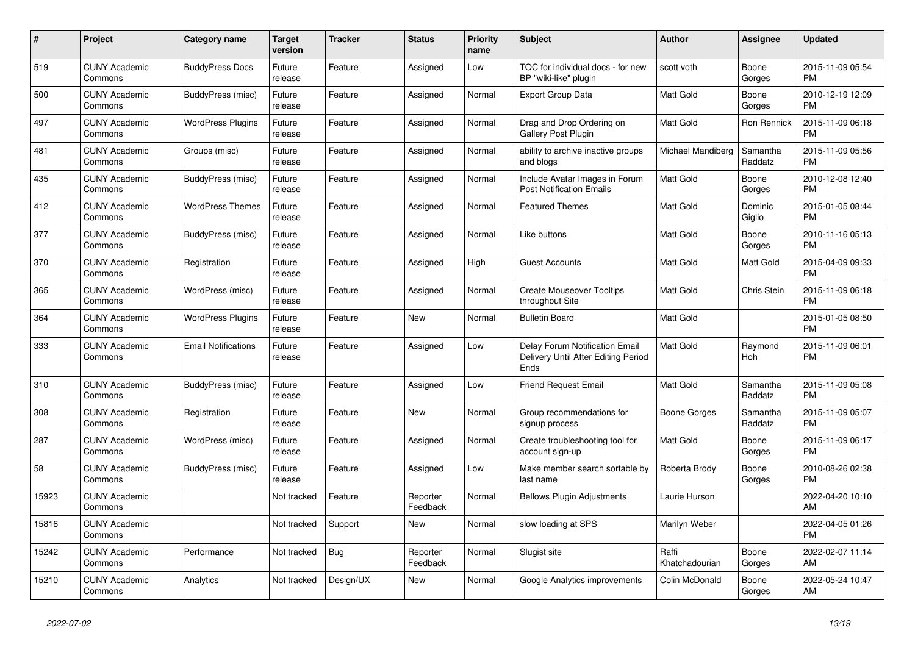| # | Project | Category name | Target version | Tracker | Status | Priority name | Subject | Author | Assignee | Updated |
|---|---|---|---|---|---|---|---|---|---|---|
| 519 | CUNY Academic Commons | BuddyPress Docs | Future release | Feature | Assigned | Low | TOC for individual docs - for new BP "wiki-like" plugin | scott voth | Boone Gorges | 2015-11-09 05:54 PM |
| 500 | CUNY Academic Commons | BuddyPress (misc) | Future release | Feature | Assigned | Normal | Export Group Data | Matt Gold | Boone Gorges | 2010-12-19 12:09 PM |
| 497 | CUNY Academic Commons | WordPress Plugins | Future release | Feature | Assigned | Normal | Drag and Drop Ordering on Gallery Post Plugin | Matt Gold | Ron Rennick | 2015-11-09 06:18 PM |
| 481 | CUNY Academic Commons | Groups (misc) | Future release | Feature | Assigned | Normal | ability to archive inactive groups and blogs | Michael Mandiberg | Samantha Raddatz | 2015-11-09 05:56 PM |
| 435 | CUNY Academic Commons | BuddyPress (misc) | Future release | Feature | Assigned | Normal | Include Avatar Images in Forum Post Notification Emails | Matt Gold | Boone Gorges | 2010-12-08 12:40 PM |
| 412 | CUNY Academic Commons | WordPress Themes | Future release | Feature | Assigned | Normal | Featured Themes | Matt Gold | Dominic Giglio | 2015-01-05 08:44 PM |
| 377 | CUNY Academic Commons | BuddyPress (misc) | Future release | Feature | Assigned | Normal | Like buttons | Matt Gold | Boone Gorges | 2010-11-16 05:13 PM |
| 370 | CUNY Academic Commons | Registration | Future release | Feature | Assigned | High | Guest Accounts | Matt Gold | Matt Gold | 2015-04-09 09:33 PM |
| 365 | CUNY Academic Commons | WordPress (misc) | Future release | Feature | Assigned | Normal | Create Mouseover Tooltips throughout Site | Matt Gold | Chris Stein | 2015-11-09 06:18 PM |
| 364 | CUNY Academic Commons | WordPress Plugins | Future release | Feature | New | Normal | Bulletin Board | Matt Gold | | 2015-01-05 08:50 PM |
| 333 | CUNY Academic Commons | Email Notifications | Future release | Feature | Assigned | Low | Delay Forum Notification Email Delivery Until After Editing Period Ends | Matt Gold | Raymond Hoh | 2015-11-09 06:01 PM |
| 310 | CUNY Academic Commons | BuddyPress (misc) | Future release | Feature | Assigned | Low | Friend Request Email | Matt Gold | Samantha Raddatz | 2015-11-09 05:08 PM |
| 308 | CUNY Academic Commons | Registration | Future release | Feature | New | Normal | Group recommendations for signup process | Boone Gorges | Samantha Raddatz | 2015-11-09 05:07 PM |
| 287 | CUNY Academic Commons | WordPress (misc) | Future release | Feature | Assigned | Normal | Create troubleshooting tool for account sign-up | Matt Gold | Boone Gorges | 2015-11-09 06:17 PM |
| 58 | CUNY Academic Commons | BuddyPress (misc) | Future release | Feature | Assigned | Low | Make member search sortable by last name | Roberta Brody | Boone Gorges | 2010-08-26 02:38 PM |
| 15923 | CUNY Academic Commons | | Not tracked | Feature | Reporter Feedback | Normal | Bellows Plugin Adjustments | Laurie Hurson | | 2022-04-20 10:10 AM |
| 15816 | CUNY Academic Commons | | Not tracked | Support | New | Normal | slow loading at SPS | Marilyn Weber | | 2022-04-05 01:26 PM |
| 15242 | CUNY Academic Commons | Performance | Not tracked | Bug | Reporter Feedback | Normal | Slugist site | Raffi Khatchadourian | Boone Gorges | 2022-02-07 11:14 AM |
| 15210 | CUNY Academic Commons | Analytics | Not tracked | Design/UX | New | Normal | Google Analytics improvements | Colin McDonald | Boone Gorges | 2022-05-24 10:47 AM |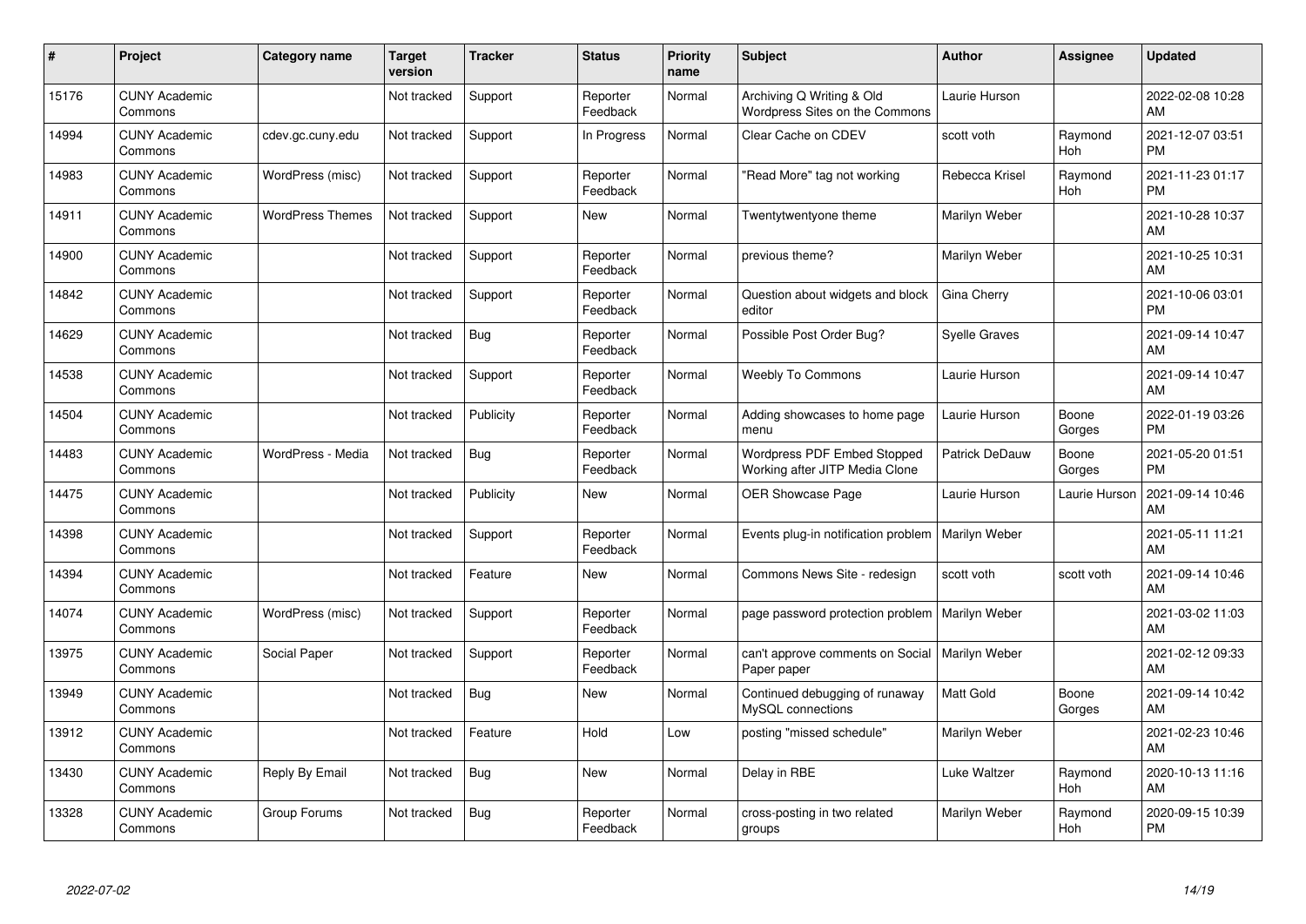| # | Project | Category name | Target version | Tracker | Status | Priority name | Subject | Author | Assignee | Updated |
|---|---|---|---|---|---|---|---|---|---|---|
| 15176 | CUNY Academic Commons | | Not tracked | Support | Reporter Feedback | Normal | Archiving Q Writing & Old Wordpress Sites on the Commons | Laurie Hurson | | 2022-02-08 10:28 AM |
| 14994 | CUNY Academic Commons | cdev.gc.cuny.edu | Not tracked | Support | In Progress | Normal | Clear Cache on CDEV | scott voth | Raymond Hoh | 2021-12-07 03:51 PM |
| 14983 | CUNY Academic Commons | WordPress (misc) | Not tracked | Support | Reporter Feedback | Normal | "Read More" tag not working | Rebecca Krisel | Raymond Hoh | 2021-11-23 01:17 PM |
| 14911 | CUNY Academic Commons | WordPress Themes | Not tracked | Support | New | Normal | Twentytwentyone theme | Marilyn Weber | | 2021-10-28 10:37 AM |
| 14900 | CUNY Academic Commons | | Not tracked | Support | Reporter Feedback | Normal | previous theme? | Marilyn Weber | | 2021-10-25 10:31 AM |
| 14842 | CUNY Academic Commons | | Not tracked | Support | Reporter Feedback | Normal | Question about widgets and block editor | Gina Cherry | | 2021-10-06 03:01 PM |
| 14629 | CUNY Academic Commons | | Not tracked | Bug | Reporter Feedback | Normal | Possible Post Order Bug? | Syelle Graves | | 2021-09-14 10:47 AM |
| 14538 | CUNY Academic Commons | | Not tracked | Support | Reporter Feedback | Normal | Weebly To Commons | Laurie Hurson | | 2021-09-14 10:47 AM |
| 14504 | CUNY Academic Commons | | Not tracked | Publicity | Reporter Feedback | Normal | Adding showcases to home page menu | Laurie Hurson | Boone Gorges | 2022-01-19 03:26 PM |
| 14483 | CUNY Academic Commons | WordPress - Media | Not tracked | Bug | Reporter Feedback | Normal | Wordpress PDF Embed Stopped Working after JITP Media Clone | Patrick DeDauw | Boone Gorges | 2021-05-20 01:51 PM |
| 14475 | CUNY Academic Commons | | Not tracked | Publicity | New | Normal | OER Showcase Page | Laurie Hurson | Laurie Hurson | 2021-09-14 10:46 AM |
| 14398 | CUNY Academic Commons | | Not tracked | Support | Reporter Feedback | Normal | Events plug-in notification problem | Marilyn Weber | | 2021-05-11 11:21 AM |
| 14394 | CUNY Academic Commons | | Not tracked | Feature | New | Normal | Commons News Site - redesign | scott voth | scott voth | 2021-09-14 10:46 AM |
| 14074 | CUNY Academic Commons | WordPress (misc) | Not tracked | Support | Reporter Feedback | Normal | page password protection problem | Marilyn Weber | | 2021-03-02 11:03 AM |
| 13975 | CUNY Academic Commons | Social Paper | Not tracked | Support | Reporter Feedback | Normal | can't approve comments on Social Paper paper | Marilyn Weber | | 2021-02-12 09:33 AM |
| 13949 | CUNY Academic Commons | | Not tracked | Bug | New | Normal | Continued debugging of runaway MySQL connections | Matt Gold | Boone Gorges | 2021-09-14 10:42 AM |
| 13912 | CUNY Academic Commons | | Not tracked | Feature | Hold | Low | posting "missed schedule" | Marilyn Weber | | 2021-02-23 10:46 AM |
| 13430 | CUNY Academic Commons | Reply By Email | Not tracked | Bug | New | Normal | Delay in RBE | Luke Waltzer | Raymond Hoh | 2020-10-13 11:16 AM |
| 13328 | CUNY Academic Commons | Group Forums | Not tracked | Bug | Reporter Feedback | Normal | cross-posting in two related groups | Marilyn Weber | Raymond Hoh | 2020-09-15 10:39 PM |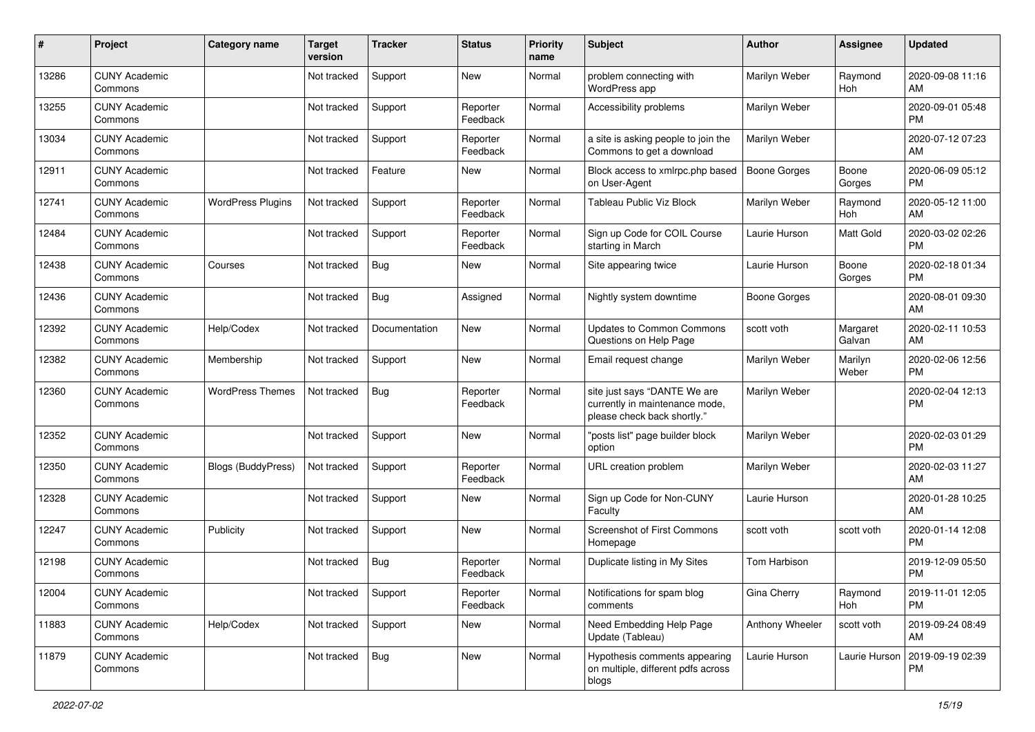| # | Project | Category name | Target version | Tracker | Status | Priority name | Subject | Author | Assignee | Updated |
|---|---|---|---|---|---|---|---|---|---|---|
| 13286 | CUNY Academic Commons | | Not tracked | Support | New | Normal | problem connecting with WordPress app | Marilyn Weber | Raymond Hoh | 2020-09-08 11:16 AM |
| 13255 | CUNY Academic Commons | | Not tracked | Support | Reporter Feedback | Normal | Accessibility problems | Marilyn Weber | | 2020-09-01 05:48 PM |
| 13034 | CUNY Academic Commons | | Not tracked | Support | Reporter Feedback | Normal | a site is asking people to join the Commons to get a download | Marilyn Weber | | 2020-07-12 07:23 AM |
| 12911 | CUNY Academic Commons | | Not tracked | Feature | New | Normal | Block access to xmlrpc.php based on User-Agent | Boone Gorges | Boone Gorges | 2020-06-09 05:12 PM |
| 12741 | CUNY Academic Commons | WordPress Plugins | Not tracked | Support | Reporter Feedback | Normal | Tableau Public Viz Block | Marilyn Weber | Raymond Hoh | 2020-05-12 11:00 AM |
| 12484 | CUNY Academic Commons | | Not tracked | Support | Reporter Feedback | Normal | Sign up Code for COIL Course starting in March | Laurie Hurson | Matt Gold | 2020-03-02 02:26 PM |
| 12438 | CUNY Academic Commons | Courses | Not tracked | Bug | New | Normal | Site appearing twice | Laurie Hurson | Boone Gorges | 2020-02-18 01:34 PM |
| 12436 | CUNY Academic Commons | | Not tracked | Bug | Assigned | Normal | Nightly system downtime | Boone Gorges | | 2020-08-01 09:30 AM |
| 12392 | CUNY Academic Commons | Help/Codex | Not tracked | Documentation | New | Normal | Updates to Common Commons Questions on Help Page | scott voth | Margaret Galvan | 2020-02-11 10:53 AM |
| 12382 | CUNY Academic Commons | Membership | Not tracked | Support | New | Normal | Email request change | Marilyn Weber | Marilyn Weber | 2020-02-06 12:56 PM |
| 12360 | CUNY Academic Commons | WordPress Themes | Not tracked | Bug | Reporter Feedback | Normal | site just says "DANTE We are currently in maintenance mode, please check back shortly." | Marilyn Weber | | 2020-02-04 12:13 PM |
| 12352 | CUNY Academic Commons | | Not tracked | Support | New | Normal | "posts list" page builder block option | Marilyn Weber | | 2020-02-03 01:29 PM |
| 12350 | CUNY Academic Commons | Blogs (BuddyPress) | Not tracked | Support | Reporter Feedback | Normal | URL creation problem | Marilyn Weber | | 2020-02-03 11:27 AM |
| 12328 | CUNY Academic Commons | | Not tracked | Support | New | Normal | Sign up Code for Non-CUNY Faculty | Laurie Hurson | | 2020-01-28 10:25 AM |
| 12247 | CUNY Academic Commons | Publicity | Not tracked | Support | New | Normal | Screenshot of First Commons Homepage | scott voth | scott voth | 2020-01-14 12:08 PM |
| 12198 | CUNY Academic Commons | | Not tracked | Bug | Reporter Feedback | Normal | Duplicate listing in My Sites | Tom Harbison | | 2019-12-09 05:50 PM |
| 12004 | CUNY Academic Commons | | Not tracked | Support | Reporter Feedback | Normal | Notifications for spam blog comments | Gina Cherry | Raymond Hoh | 2019-11-01 12:05 PM |
| 11883 | CUNY Academic Commons | Help/Codex | Not tracked | Support | New | Normal | Need Embedding Help Page Update (Tableau) | Anthony Wheeler | scott voth | 2019-09-24 08:49 AM |
| 11879 | CUNY Academic Commons | | Not tracked | Bug | New | Normal | Hypothesis comments appearing on multiple, different pdfs across blogs | Laurie Hurson | Laurie Hurson | 2019-09-19 02:39 PM |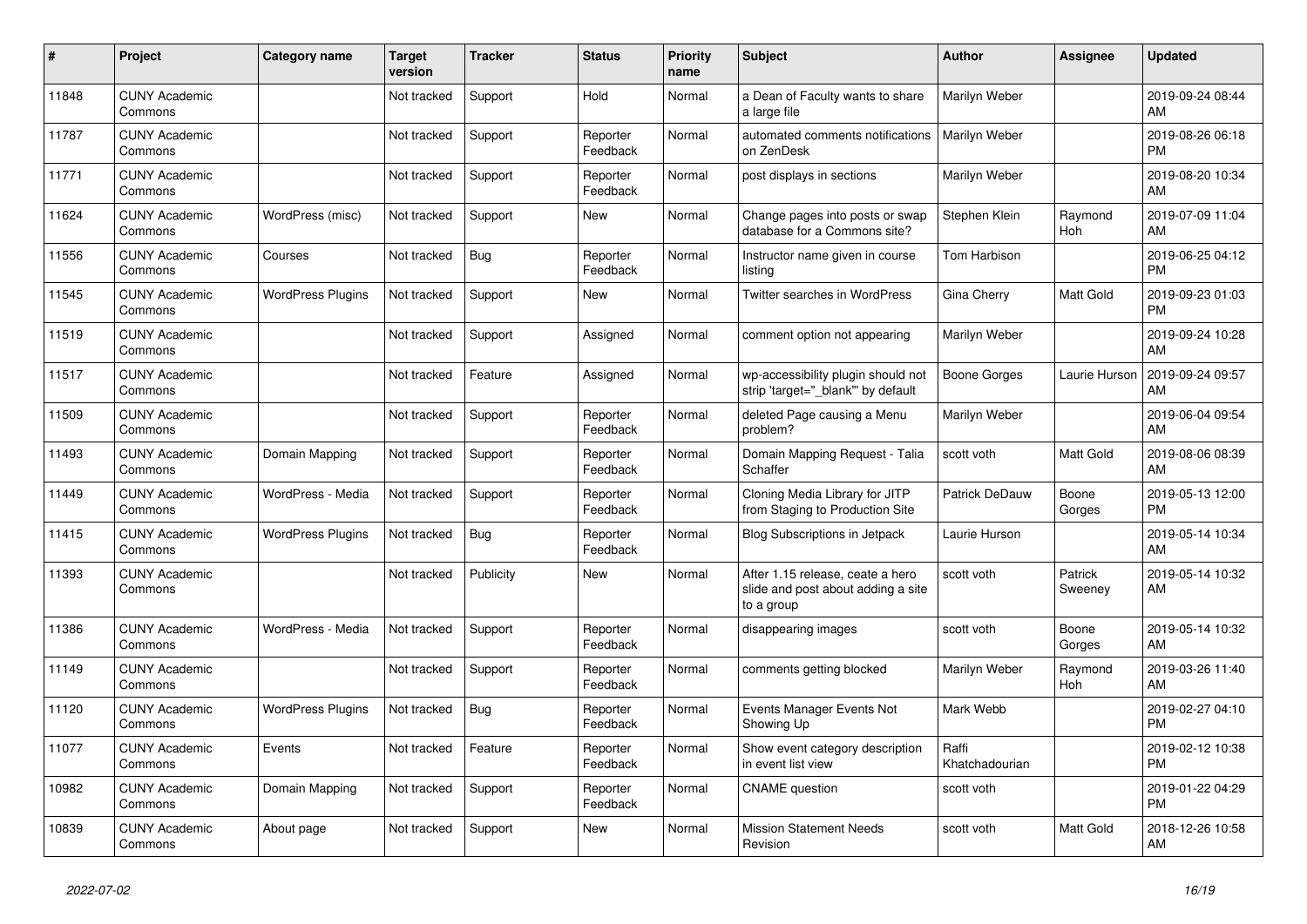| # | Project | Category name | Target version | Tracker | Status | Priority name | Subject | Author | Assignee | Updated |
|---|---|---|---|---|---|---|---|---|---|---|
| 11848 | CUNY Academic Commons | | Not tracked | Support | Hold | Normal | a Dean of Faculty wants to share a large file | Marilyn Weber | | 2019-09-24 08:44 AM |
| 11787 | CUNY Academic Commons | | Not tracked | Support | Reporter Feedback | Normal | automated comments notifications on ZenDesk | Marilyn Weber | | 2019-08-26 06:18 PM |
| 11771 | CUNY Academic Commons | | Not tracked | Support | Reporter Feedback | Normal | post displays in sections | Marilyn Weber | | 2019-08-20 10:34 AM |
| 11624 | CUNY Academic Commons | WordPress (misc) | Not tracked | Support | New | Normal | Change pages into posts or swap database for a Commons site? | Stephen Klein | Raymond Hoh | 2019-07-09 11:04 AM |
| 11556 | CUNY Academic Commons | Courses | Not tracked | Bug | Reporter Feedback | Normal | Instructor name given in course listing | Tom Harbison | | 2019-06-25 04:12 PM |
| 11545 | CUNY Academic Commons | WordPress Plugins | Not tracked | Support | New | Normal | Twitter searches in WordPress | Gina Cherry | Matt Gold | 2019-09-23 01:03 PM |
| 11519 | CUNY Academic Commons | | Not tracked | Support | Assigned | Normal | comment option not appearing | Marilyn Weber | | 2019-09-24 10:28 AM |
| 11517 | CUNY Academic Commons | | Not tracked | Feature | Assigned | Normal | wp-accessibility plugin should not strip 'target="_blank"' by default | Boone Gorges | Laurie Hurson | 2019-09-24 09:57 AM |
| 11509 | CUNY Academic Commons | | Not tracked | Support | Reporter Feedback | Normal | deleted Page causing a Menu problem? | Marilyn Weber | | 2019-06-04 09:54 AM |
| 11493 | CUNY Academic Commons | Domain Mapping | Not tracked | Support | Reporter Feedback | Normal | Domain Mapping Request - Talia Schaffer | scott voth | Matt Gold | 2019-08-06 08:39 AM |
| 11449 | CUNY Academic Commons | WordPress - Media | Not tracked | Support | Reporter Feedback | Normal | Cloning Media Library for JITP from Staging to Production Site | Patrick DeDauw | Boone Gorges | 2019-05-13 12:00 PM |
| 11415 | CUNY Academic Commons | WordPress Plugins | Not tracked | Bug | Reporter Feedback | Normal | Blog Subscriptions in Jetpack | Laurie Hurson | | 2019-05-14 10:34 AM |
| 11393 | CUNY Academic Commons | | Not tracked | Publicity | New | Normal | After 1.15 release, ceate a hero slide and post about adding a site to a group | scott voth | Patrick Sweeney | 2019-05-14 10:32 AM |
| 11386 | CUNY Academic Commons | WordPress - Media | Not tracked | Support | Reporter Feedback | Normal | disappearing images | scott voth | Boone Gorges | 2019-05-14 10:32 AM |
| 11149 | CUNY Academic Commons | | Not tracked | Support | Reporter Feedback | Normal | comments getting blocked | Marilyn Weber | Raymond Hoh | 2019-03-26 11:40 AM |
| 11120 | CUNY Academic Commons | WordPress Plugins | Not tracked | Bug | Reporter Feedback | Normal | Events Manager Events Not Showing Up | Mark Webb | | 2019-02-27 04:10 PM |
| 11077 | CUNY Academic Commons | Events | Not tracked | Feature | Reporter Feedback | Normal | Show event category description in event list view | Raffi Khatchadourian | | 2019-02-12 10:38 PM |
| 10982 | CUNY Academic Commons | Domain Mapping | Not tracked | Support | Reporter Feedback | Normal | CNAME question | scott voth | | 2019-01-22 04:29 PM |
| 10839 | CUNY Academic Commons | About page | Not tracked | Support | New | Normal | Mission Statement Needs Revision | scott voth | Matt Gold | 2018-12-26 10:58 AM |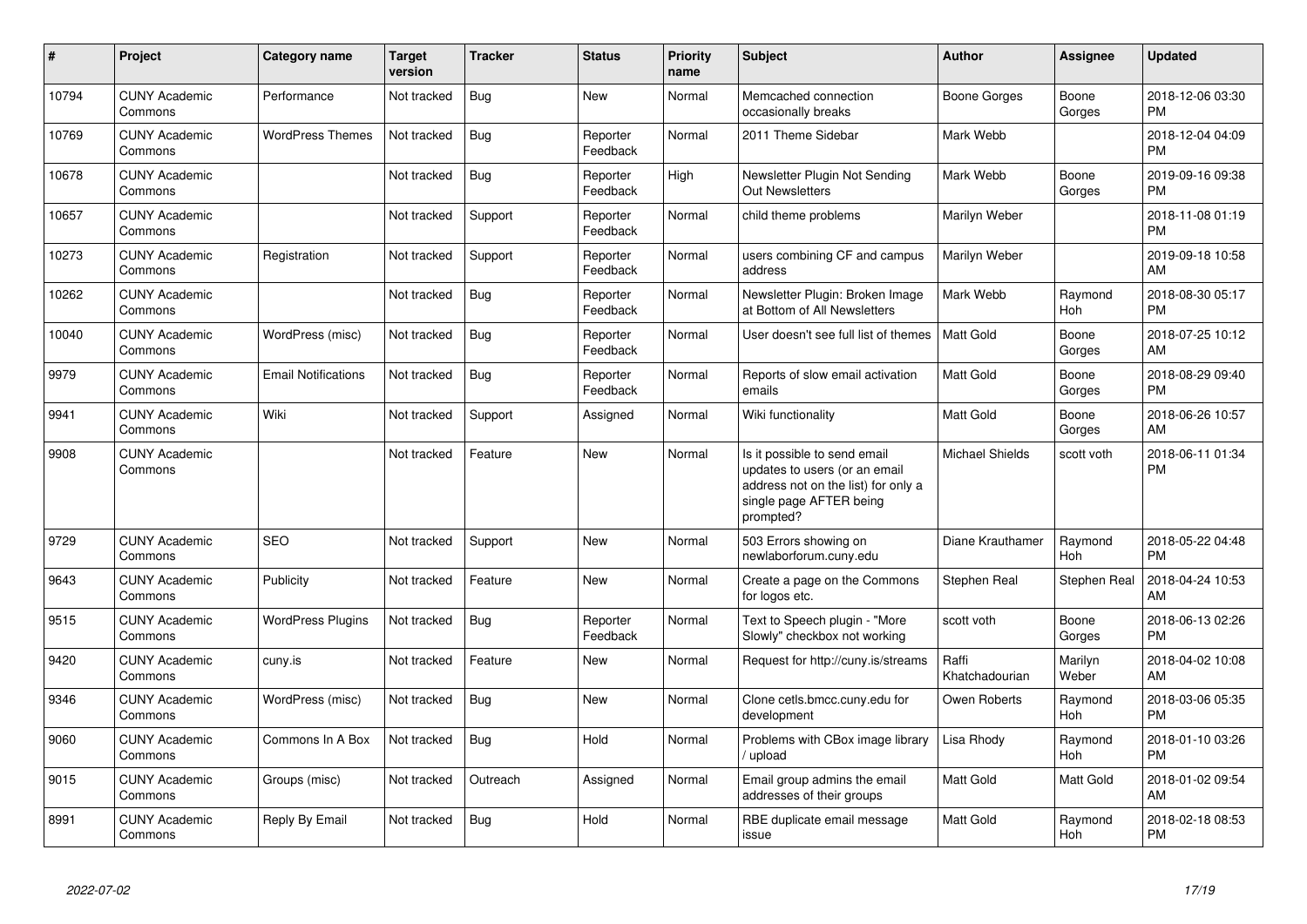| # | Project | Category name | Target version | Tracker | Status | Priority name | Subject | Author | Assignee | Updated |
|---|---|---|---|---|---|---|---|---|---|---|
| 10794 | CUNY Academic Commons | Performance | Not tracked | Bug | New | Normal | Memcached connection occasionally breaks | Boone Gorges | Boone Gorges | 2018-12-06 03:30 PM |
| 10769 | CUNY Academic Commons | WordPress Themes | Not tracked | Bug | Reporter Feedback | Normal | 2011 Theme Sidebar | Mark Webb | | 2018-12-04 04:09 PM |
| 10678 | CUNY Academic Commons | | Not tracked | Bug | Reporter Feedback | High | Newsletter Plugin Not Sending Out Newsletters | Mark Webb | Boone Gorges | 2019-09-16 09:38 PM |
| 10657 | CUNY Academic Commons | | Not tracked | Support | Reporter Feedback | Normal | child theme problems | Marilyn Weber | | 2018-11-08 01:19 PM |
| 10273 | CUNY Academic Commons | Registration | Not tracked | Support | Reporter Feedback | Normal | users combining CF and campus address | Marilyn Weber | | 2019-09-18 10:58 AM |
| 10262 | CUNY Academic Commons | | Not tracked | Bug | Reporter Feedback | Normal | Newsletter Plugin: Broken Image at Bottom of All Newsletters | Mark Webb | Raymond Hoh | 2018-08-30 05:17 PM |
| 10040 | CUNY Academic Commons | WordPress (misc) | Not tracked | Bug | Reporter Feedback | Normal | User doesn't see full list of themes | Matt Gold | Boone Gorges | 2018-07-25 10:12 AM |
| 9979 | CUNY Academic Commons | Email Notifications | Not tracked | Bug | Reporter Feedback | Normal | Reports of slow email activation emails | Matt Gold | Boone Gorges | 2018-08-29 09:40 PM |
| 9941 | CUNY Academic Commons | Wiki | Not tracked | Support | Assigned | Normal | Wiki functionality | Matt Gold | Boone Gorges | 2018-06-26 10:57 AM |
| 9908 | CUNY Academic Commons | | Not tracked | Feature | New | Normal | Is it possible to send email updates to users (or an email address not on the list) for only a single page AFTER being prompted? | Michael Shields | scott voth | 2018-06-11 01:34 PM |
| 9729 | CUNY Academic Commons | SEO | Not tracked | Support | New | Normal | 503 Errors showing on newlaborforum.cuny.edu | Diane Krauthamer | Raymond Hoh | 2018-05-22 04:48 PM |
| 9643 | CUNY Academic Commons | Publicity | Not tracked | Feature | New | Normal | Create a page on the Commons for logos etc. | Stephen Real | Stephen Real | 2018-04-24 10:53 AM |
| 9515 | CUNY Academic Commons | WordPress Plugins | Not tracked | Bug | Reporter Feedback | Normal | Text to Speech plugin - "More Slowly" checkbox not working | scott voth | Boone Gorges | 2018-06-13 02:26 PM |
| 9420 | CUNY Academic Commons | cuny.is | Not tracked | Feature | New | Normal | Request for http://cuny.is/streams | Raffi Khatchadourian | Marilyn Weber | 2018-04-02 10:08 AM |
| 9346 | CUNY Academic Commons | WordPress (misc) | Not tracked | Bug | New | Normal | Clone cetls.bmcc.cuny.edu for development | Owen Roberts | Raymond Hoh | 2018-03-06 05:35 PM |
| 9060 | CUNY Academic Commons | Commons In A Box | Not tracked | Bug | Hold | Normal | Problems with CBox image library / upload | Lisa Rhody | Raymond Hoh | 2018-01-10 03:26 PM |
| 9015 | CUNY Academic Commons | Groups (misc) | Not tracked | Outreach | Assigned | Normal | Email group admins the email addresses of their groups | Matt Gold | Matt Gold | 2018-01-02 09:54 AM |
| 8991 | CUNY Academic Commons | Reply By Email | Not tracked | Bug | Hold | Normal | RBE duplicate email message issue | Matt Gold | Raymond Hoh | 2018-02-18 08:53 PM |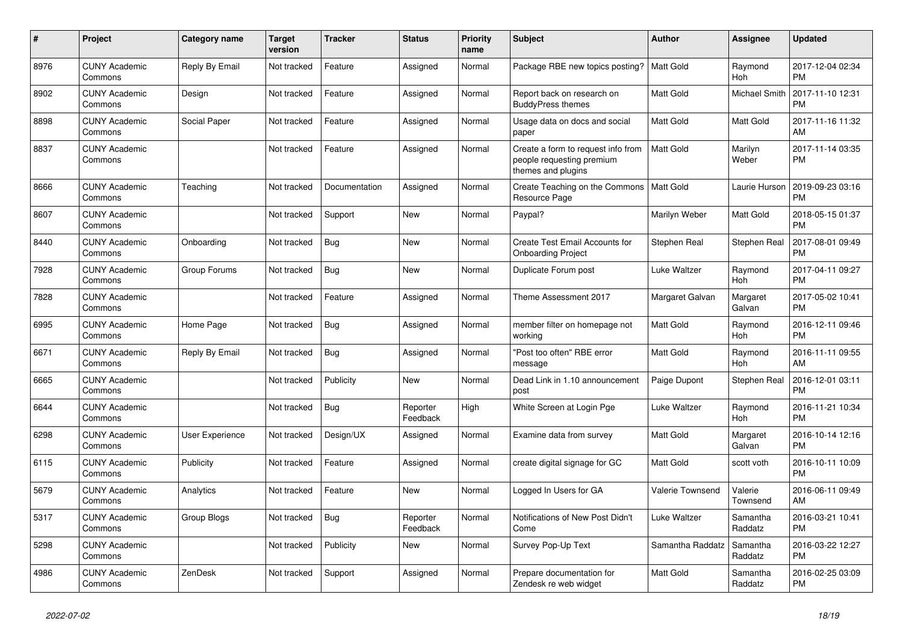| # | Project | Category name | Target version | Tracker | Status | Priority name | Subject | Author | Assignee | Updated |
|---|---|---|---|---|---|---|---|---|---|---|
| 8976 | CUNY Academic Commons | Reply By Email | Not tracked | Feature | Assigned | Normal | Package RBE new topics posting? | Matt Gold | Raymond Hoh | 2017-12-04 02:34 PM |
| 8902 | CUNY Academic Commons | Design | Not tracked | Feature | Assigned | Normal | Report back on research on BuddyPress themes | Matt Gold | Michael Smith | 2017-11-10 12:31 PM |
| 8898 | CUNY Academic Commons | Social Paper | Not tracked | Feature | Assigned | Normal | Usage data on docs and social paper | Matt Gold | Matt Gold | 2017-11-16 11:32 AM |
| 8837 | CUNY Academic Commons | | Not tracked | Feature | Assigned | Normal | Create a form to request info from people requesting premium themes and plugins | Matt Gold | Marilyn Weber | 2017-11-14 03:35 PM |
| 8666 | CUNY Academic Commons | Teaching | Not tracked | Documentation | Assigned | Normal | Create Teaching on the Commons Resource Page | Matt Gold | Laurie Hurson | 2019-09-23 03:16 PM |
| 8607 | CUNY Academic Commons | | Not tracked | Support | New | Normal | Paypal? | Marilyn Weber | Matt Gold | 2018-05-15 01:37 PM |
| 8440 | CUNY Academic Commons | Onboarding | Not tracked | Bug | New | Normal | Create Test Email Accounts for Onboarding Project | Stephen Real | Stephen Real | 2017-08-01 09:49 PM |
| 7928 | CUNY Academic Commons | Group Forums | Not tracked | Bug | New | Normal | Duplicate Forum post | Luke Waltzer | Raymond Hoh | 2017-04-11 09:27 PM |
| 7828 | CUNY Academic Commons | | Not tracked | Feature | Assigned | Normal | Theme Assessment 2017 | Margaret Galvan | Margaret Galvan | 2017-05-02 10:41 PM |
| 6995 | CUNY Academic Commons | Home Page | Not tracked | Bug | Assigned | Normal | member filter on homepage not working | Matt Gold | Raymond Hoh | 2016-12-11 09:46 PM |
| 6671 | CUNY Academic Commons | Reply By Email | Not tracked | Bug | Assigned | Normal | "Post too often" RBE error message | Matt Gold | Raymond Hoh | 2016-11-11 09:55 AM |
| 6665 | CUNY Academic Commons | | Not tracked | Publicity | New | Normal | Dead Link in 1.10 announcement post | Paige Dupont | Stephen Real | 2016-12-01 03:11 PM |
| 6644 | CUNY Academic Commons | | Not tracked | Bug | Reporter Feedback | High | White Screen at Login Pge | Luke Waltzer | Raymond Hoh | 2016-11-21 10:34 PM |
| 6298 | CUNY Academic Commons | User Experience | Not tracked | Design/UX | Assigned | Normal | Examine data from survey | Matt Gold | Margaret Galvan | 2016-10-14 12:16 PM |
| 6115 | CUNY Academic Commons | Publicity | Not tracked | Feature | Assigned | Normal | create digital signage for GC | Matt Gold | scott voth | 2016-10-11 10:09 PM |
| 5679 | CUNY Academic Commons | Analytics | Not tracked | Feature | New | Normal | Logged In Users for GA | Valerie Townsend | Valerie Townsend | 2016-06-11 09:49 AM |
| 5317 | CUNY Academic Commons | Group Blogs | Not tracked | Bug | Reporter Feedback | Normal | Notifications of New Post Didn't Come | Luke Waltzer | Samantha Raddatz | 2016-03-21 10:41 PM |
| 5298 | CUNY Academic Commons | | Not tracked | Publicity | New | Normal | Survey Pop-Up Text | Samantha Raddatz | Samantha Raddatz | 2016-03-22 12:27 PM |
| 4986 | CUNY Academic Commons | ZenDesk | Not tracked | Support | Assigned | Normal | Prepare documentation for Zendesk re web widget | Matt Gold | Samantha Raddatz | 2016-02-25 03:09 PM |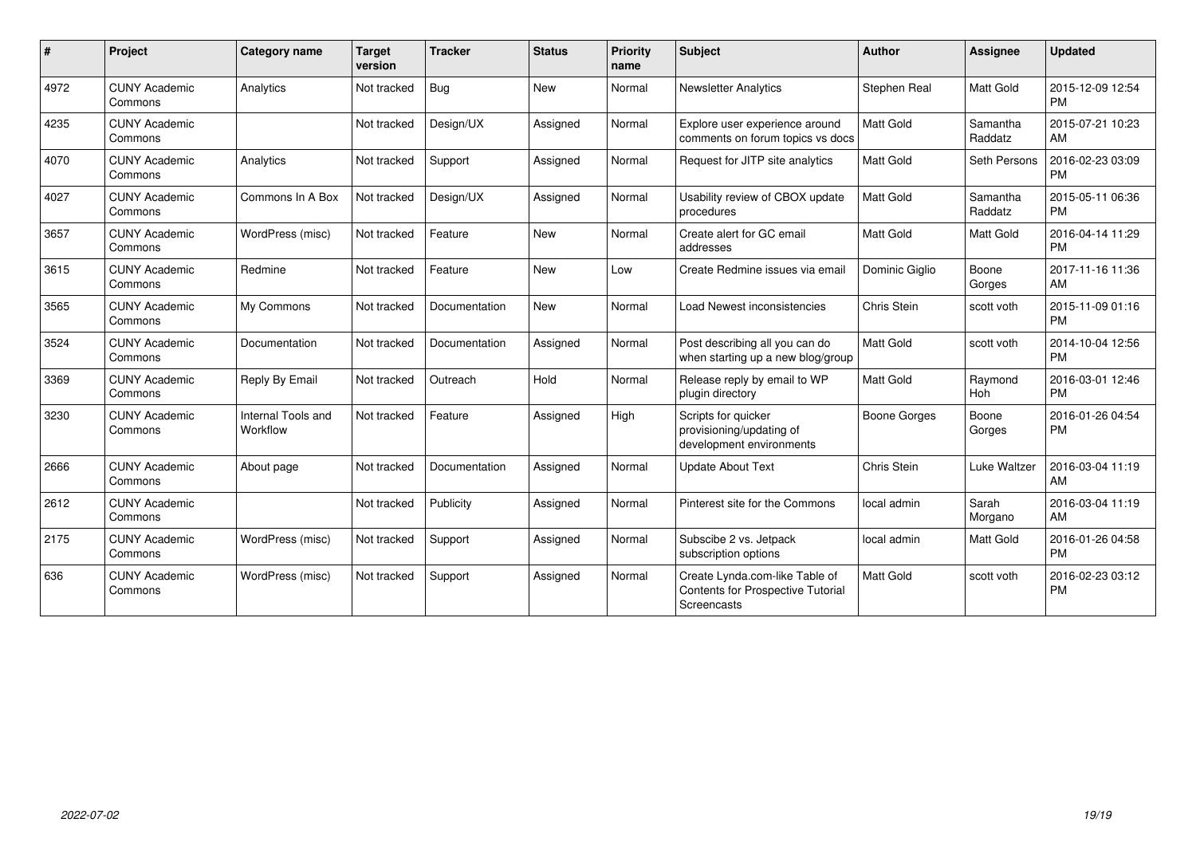| # | Project | Category name | Target version | Tracker | Status | Priority name | Subject | Author | Assignee | Updated |
|---|---|---|---|---|---|---|---|---|---|---|
| 4972 | CUNY Academic Commons | Analytics | Not tracked | Bug | New | Normal | Newsletter Analytics | Stephen Real | Matt Gold | 2015-12-09 12:54 PM |
| 4235 | CUNY Academic Commons | | Not tracked | Design/UX | Assigned | Normal | Explore user experience around comments on forum topics vs docs | Matt Gold | Samantha Raddatz | 2015-07-21 10:23 AM |
| 4070 | CUNY Academic Commons | Analytics | Not tracked | Support | Assigned | Normal | Request for JITP site analytics | Matt Gold | Seth Persons | 2016-02-23 03:09 PM |
| 4027 | CUNY Academic Commons | Commons In A Box | Not tracked | Design/UX | Assigned | Normal | Usability review of CBOX update procedures | Matt Gold | Samantha Raddatz | 2015-05-11 06:36 PM |
| 3657 | CUNY Academic Commons | WordPress (misc) | Not tracked | Feature | New | Normal | Create alert for GC email addresses | Matt Gold | Matt Gold | 2016-04-14 11:29 PM |
| 3615 | CUNY Academic Commons | Redmine | Not tracked | Feature | New | Low | Create Redmine issues via email | Dominic Giglio | Boone Gorges | 2017-11-16 11:36 AM |
| 3565 | CUNY Academic Commons | My Commons | Not tracked | Documentation | New | Normal | Load Newest inconsistencies | Chris Stein | scott voth | 2015-11-09 01:16 PM |
| 3524 | CUNY Academic Commons | Documentation | Not tracked | Documentation | Assigned | Normal | Post describing all you can do when starting up a new blog/group | Matt Gold | scott voth | 2014-10-04 12:56 PM |
| 3369 | CUNY Academic Commons | Reply By Email | Not tracked | Outreach | Hold | Normal | Release reply by email to WP plugin directory | Matt Gold | Raymond Hoh | 2016-03-01 12:46 PM |
| 3230 | CUNY Academic Commons | Internal Tools and Workflow | Not tracked | Feature | Assigned | High | Scripts for quicker provisioning/updating of development environments | Boone Gorges | Boone Gorges | 2016-01-26 04:54 PM |
| 2666 | CUNY Academic Commons | About page | Not tracked | Documentation | Assigned | Normal | Update About Text | Chris Stein | Luke Waltzer | 2016-03-04 11:19 AM |
| 2612 | CUNY Academic Commons | | Not tracked | Publicity | Assigned | Normal | Pinterest site for the Commons | local admin | Sarah Morgano | 2016-03-04 11:19 AM |
| 2175 | CUNY Academic Commons | WordPress (misc) | Not tracked | Support | Assigned | Normal | Subscibe 2 vs. Jetpack subscription options | local admin | Matt Gold | 2016-01-26 04:58 PM |
| 636 | CUNY Academic Commons | WordPress (misc) | Not tracked | Support | Assigned | Normal | Create Lynda.com-like Table of Contents for Prospective Tutorial Screencasts | Matt Gold | scott voth | 2016-02-23 03:12 PM |